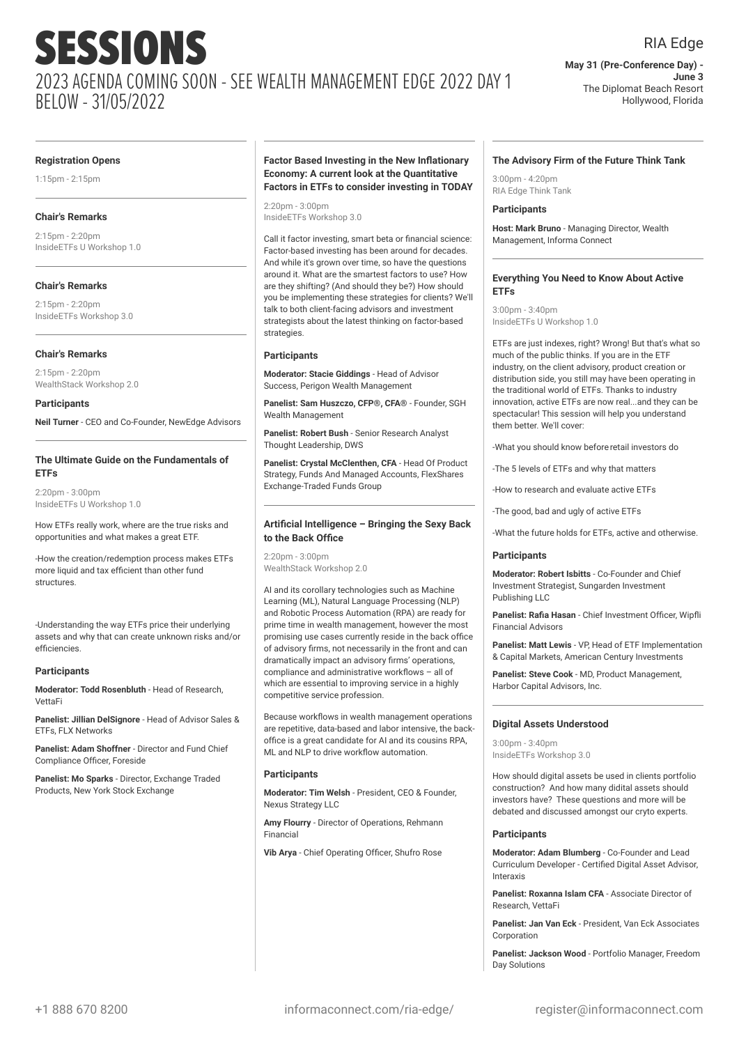# SESSIONS

## 2023 AGENDA COMING SOON - SEE WEALTH MANAGEMENT EDGE 2022 DAY 1 BELOW - 31/05/2022

RIA Edge

**May 31 (Pre-Conference Day) - June 3**
The Diplomat Beach Resort
Hollywood, Florida

### Registration Opens

1:15pm - 2:15pm

### Chair's Remarks

2:15pm - 2:20pm
InsideETFs U Workshop 1.0

### Chair's Remarks

2:15pm - 2:20pm
InsideETFs Workshop 3.0

### Chair's Remarks

2:15pm - 2:20pm
WealthStack Workshop 2.0

#### Participants

**Neil Turner** - CEO and Co-Founder, NewEdge Advisors

### The Ultimate Guide on the Fundamentals of ETFs

2:20pm - 3:00pm
InsideETFs U Workshop 1.0

How ETFs really work, where are the true risks and opportunities and what makes a great ETF.

-How the creation/redemption process makes ETFs more liquid and tax efficient than other fund structures.

-Understanding the way ETFs price their underlying assets and why that can create unknown risks and/or efficiencies.

#### Participants

**Moderator: Todd Rosenbluth** - Head of Research, VettaFi

**Panelist: Jillian DelSignore** - Head of Advisor Sales & ETFs, FLX Networks

**Panelist: Adam Shoffner** - Director and Fund Chief Compliance Officer, Foreside

**Panelist: Mo Sparks** - Director, Exchange Traded Products, New York Stock Exchange

### Factor Based Investing in the New Inflationary Economy: A current look at the Quantitative Factors in ETFs to consider investing in TODAY

2:20pm - 3:00pm
InsideETFs Workshop 3.0

Call it factor investing, smart beta or financial science: Factor-based investing has been around for decades. And while it's grown over time, so have the questions around it. What are the smartest factors to use? How are they shifting? (And should they be?) How should you be implementing these strategies for clients? We'll talk to both client-facing advisors and investment strategists about the latest thinking on factor-based strategies.

#### Participants

**Moderator: Stacie Giddings** - Head of Advisor Success, Perigon Wealth Management

**Panelist: Sam Huszczo, CFP®, CFA®** - Founder, SGH Wealth Management

**Panelist: Robert Bush** - Senior Research Analyst Thought Leadership, DWS

**Panelist: Crystal McClenthen, CFA** - Head Of Product Strategy, Funds And Managed Accounts, FlexShares Exchange-Traded Funds Group

### Artificial Intelligence – Bringing the Sexy Back to the Back Office

2:20pm - 3:00pm
WealthStack Workshop 2.0

AI and its corollary technologies such as Machine Learning (ML), Natural Language Processing (NLP) and Robotic Process Automation (RPA) are ready for prime time in wealth management, however the most promising use cases currently reside in the back office of advisory firms, not necessarily in the front and can dramatically impact an advisory firms' operations, compliance and administrative workflows – all of which are essential to improving service in a highly competitive service profession.

Because workflows in wealth management operations are repetitive, data-based and labor intensive, the back-office is a great candidate for AI and its cousins RPA, ML and NLP to drive workflow automation.

#### Participants

**Moderator: Tim Welsh** - President, CEO & Founder, Nexus Strategy LLC

**Amy Flourry** - Director of Operations, Rehmann Financial

**Vib Arya** - Chief Operating Officer, Shufro Rose

### The Advisory Firm of the Future Think Tank

3:00pm - 4:20pm
RIA Edge Think Tank

#### Participants

**Host: Mark Bruno** - Managing Director, Wealth Management, Informa Connect

### Everything You Need to Know About Active ETFs

3:00pm - 3:40pm
InsideETFs U Workshop 1.0

ETFs are just indexes, right? Wrong! But that's what so much of the public thinks. If you are in the ETF industry, on the client advisory, product creation or distribution side, you still may have been operating in the traditional world of ETFs. Thanks to industry innovation, active ETFs are now real...and they can be spectacular! This session will help you understand them better. We'll cover:

-What you should know before retail investors do

-The 5 levels of ETFs and why that matters

-How to research and evaluate active ETFs

-The good, bad and ugly of active ETFs

-What the future holds for ETFs, active and otherwise.

#### Participants

**Moderator: Robert Isbitts** - Co-Founder and Chief Investment Strategist, Sungarden Investment Publishing LLC

**Panelist: Rafia Hasan** - Chief Investment Officer, Wipfli Financial Advisors

**Panelist: Matt Lewis** - VP, Head of ETF Implementation & Capital Markets, American Century Investments

**Panelist: Steve Cook** - MD, Product Management, Harbor Capital Advisors, Inc.

### Digital Assets Understood

3:00pm - 3:40pm
InsideETFs Workshop 3.0

How should digital assets be used in clients portfolio construction? And how many didital assets should investors have? These questions and more will be debated and discussed amongst our cryto experts.

#### Participants

**Moderator: Adam Blumberg** - Co-Founder and Lead Curriculum Developer - Certified Digital Asset Advisor, Interaxis

**Panelist: Roxanna Islam CFA** - Associate Director of Research, VettaFi

**Panelist: Jan Van Eck** - President, Van Eck Associates Corporation

**Panelist: Jackson Wood** - Portfolio Manager, Freedom Day Solutions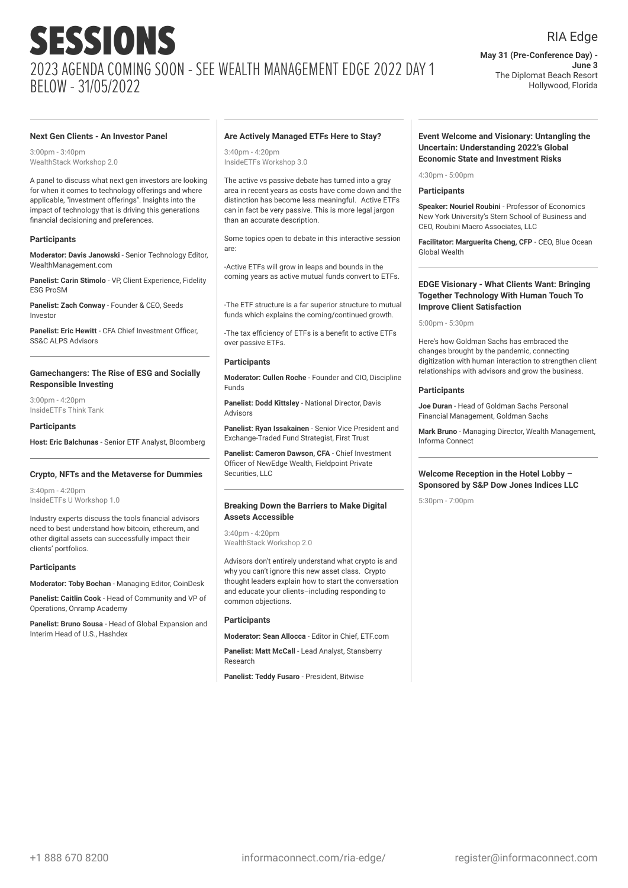# SESSIONS

## 2023 AGENDA COMING SOON - SEE WEALTH MANAGEMENT EDGE 2022 DAY 1 BELOW - 31/05/2022

RIA Edge

**May 31 (Pre-Conference Day) - June 3**
The Diplomat Beach Resort
Hollywood, Florida

### Next Gen Clients - An Investor Panel

3:00pm - 3:40pm
WealthStack Workshop 2.0

A panel to discuss what next gen investors are looking for when it comes to technology offerings and where applicable, "investment offerings". Insights into the impact of technology that is driving this generations financial decisioning and preferences.

#### Participants

**Moderator: Davis Janowski** - Senior Technology Editor, WealthManagement.com

**Panelist: Carin Stimolo** - VP, Client Experience, Fidelity ESG ProSM

**Panelist: Zach Conway** - Founder & CEO, Seeds Investor

**Panelist: Eric Hewitt** - CFA Chief Investment Officer, SS&C ALPS Advisors

### Gamechangers: The Rise of ESG and Socially Responsible Investing

3:00pm - 4:20pm
InsideETFs Think Tank

#### Participants

**Host: Eric Balchunas** - Senior ETF Analyst, Bloomberg

### Crypto, NFTs and the Metaverse for Dummies

3:40pm - 4:20pm
InsideETFs U Workshop 1.0

Industry experts discuss the tools financial advisors need to best understand how bitcoin, ethereum, and other digital assets can successfully impact their clients' portfolios.

#### Participants

**Moderator: Toby Bochan** - Managing Editor, CoinDesk

**Panelist: Caitlin Cook** - Head of Community and VP of Operations, Onramp Academy

**Panelist: Bruno Sousa** - Head of Global Expansion and Interim Head of U.S., Hashdex

### Are Actively Managed ETFs Here to Stay?

3:40pm - 4:20pm
InsideETFs Workshop 3.0

The active vs passive debate has turned into a gray area in recent years as costs have come down and the distinction has become less meaningful. Active ETFs can in fact be very passive. This is more legal jargon than an accurate description.

Some topics open to debate in this interactive session are:

-Active ETFs will grow in leaps and bounds in the coming years as active mutual funds convert to ETFs.

-The ETF structure is a far superior structure to mutual funds which explains the coming/continued growth.

-The tax efficiency of ETFs is a benefit to active ETFs over passive ETFs.

#### Participants

**Moderator: Cullen Roche** - Founder and CIO, Discipline Funds

**Panelist: Dodd Kittsley** - National Director, Davis Advisors

**Panelist: Ryan Issakainen** - Senior Vice President and Exchange-Traded Fund Strategist, First Trust

**Panelist: Cameron Dawson, CFA** - Chief Investment Officer of NewEdge Wealth, Fieldpoint Private Securities, LLC

### Breaking Down the Barriers to Make Digital Assets Accessible

3:40pm - 4:20pm
WealthStack Workshop 2.0

Advisors don't entirely understand what crypto is and why you can't ignore this new asset class. Crypto thought leaders explain how to start the conversation and educate your clients–including responding to common objections.

#### Participants

**Moderator: Sean Allocca** - Editor in Chief, ETF.com

**Panelist: Matt McCall** - Lead Analyst, Stansberry Research

**Panelist: Teddy Fusaro** - President, Bitwise

### Event Welcome and Visionary: Untangling the Uncertain: Understanding 2022's Global Economic State and Investment Risks

4:30pm - 5:00pm

#### Participants

**Speaker: Nouriel Roubini** - Professor of Economics New York University's Stern School of Business and CEO, Roubini Macro Associates, LLC

**Facilitator: Marguerita Cheng, CFP** - CEO, Blue Ocean Global Wealth

### EDGE Visionary - What Clients Want: Bringing Together Technology With Human Touch To Improve Client Satisfaction

5:00pm - 5:30pm

Here's how Goldman Sachs has embraced the changes brought by the pandemic, connecting digitization with human interaction to strengthen client relationships with advisors and grow the business.

#### Participants

**Joe Duran** - Head of Goldman Sachs Personal Financial Management, Goldman Sachs

**Mark Bruno** - Managing Director, Wealth Management, Informa Connect

### Welcome Reception in the Hotel Lobby – Sponsored by S&P Dow Jones Indices LLC

5:30pm - 7:00pm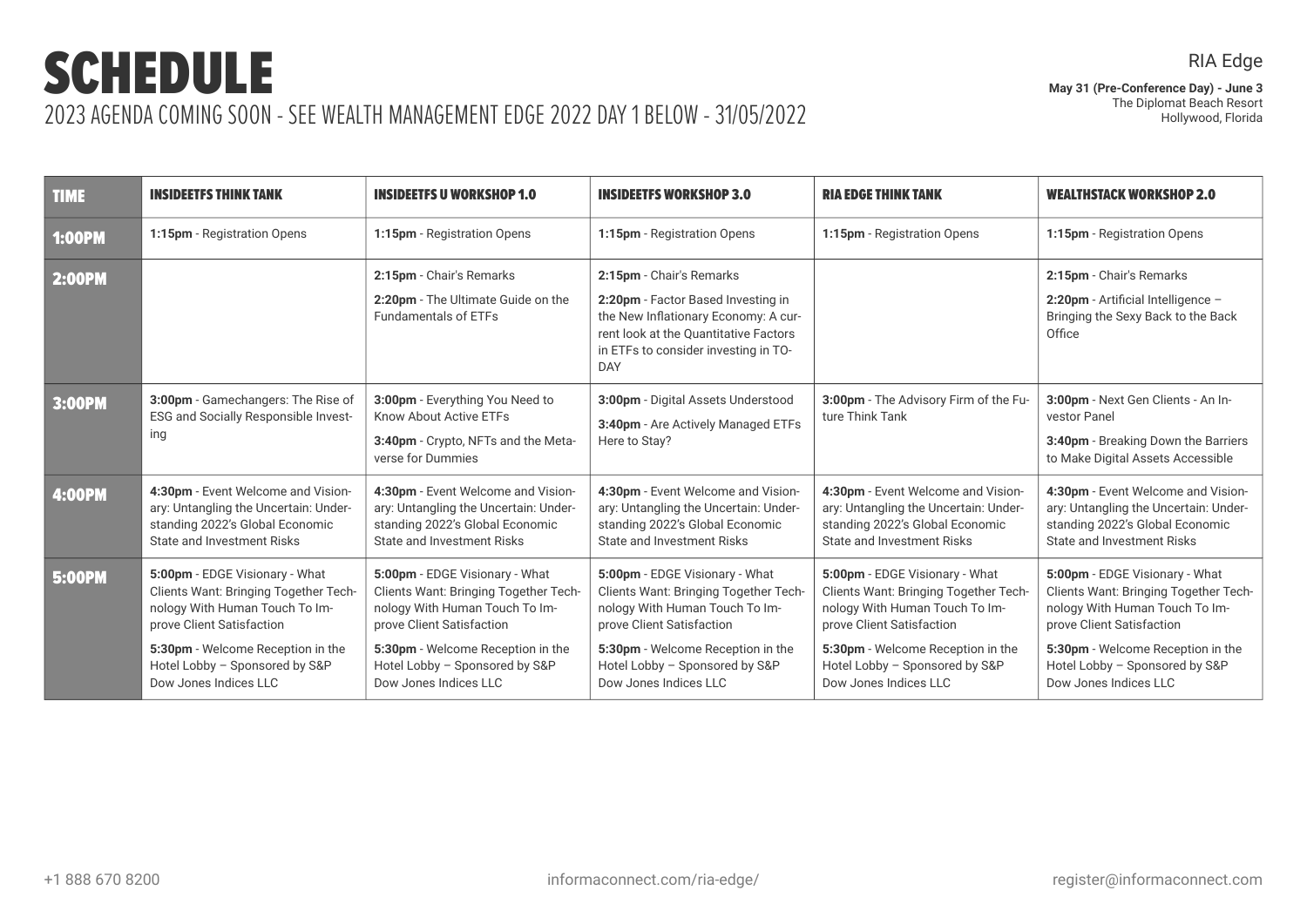# SCHEDULE

## 2023 AGENDA COMING SOON - SEE WEALTH MANAGEMENT EDGE 2022 DAY 1 BELOW - 31/05/2022

RIA Edge

**May 31 (Pre-Conference Day) - June 3**
The Diplomat Beach Resort
Hollywood, Florida

| TIME | INSIDEETFS THINK TANK | INSIDEETFS U WORKSHOP 1.0 | INSIDEETFS WORKSHOP 3.0 | RIA EDGE THINK TANK | WEALTHSTACK WORKSHOP 2.0 |
|---|---|---|---|---|---|
| 1:00PM | **1:15pm** - Registration Opens | **1:15pm** - Registration Opens | **1:15pm** - Registration Opens | **1:15pm** - Registration Opens | **1:15pm** - Registration Opens |
| 2:00PM | | **2:15pm** - Chair's Remarks<br>**2:20pm** - The Ultimate Guide on the Fundamentals of ETFs | **2:15pm** - Chair's Remarks<br>**2:20pm** - Factor Based Investing in the New Inflationary Economy: A current look at the Quantitative Factors in ETFs to consider investing in TODAY | | **2:15pm** - Chair's Remarks<br>**2:20pm** - Artificial Intelligence – Bringing the Sexy Back to the Back Office |
| 3:00PM | **3:00pm** - Gamechangers: The Rise of ESG and Socially Responsible Investing | **3:00pm** - Everything You Need to Know About Active ETFs<br>**3:40pm** - Crypto, NFTs and the Metaverse for Dummies | **3:00pm** - Digital Assets Understood<br>**3:40pm** - Are Actively Managed ETFs Here to Stay? | **3:00pm** - The Advisory Firm of the Future Think Tank | **3:00pm** - Next Gen Clients - An Investor Panel<br>**3:40pm** - Breaking Down the Barriers to Make Digital Assets Accessible |
| 4:00PM | **4:30pm** - Event Welcome and Visionary: Untangling the Uncertain: Understanding 2022's Global Economic State and Investment Risks | **4:30pm** - Event Welcome and Visionary: Untangling the Uncertain: Understanding 2022's Global Economic State and Investment Risks | **4:30pm** - Event Welcome and Visionary: Untangling the Uncertain: Understanding 2022's Global Economic State and Investment Risks | **4:30pm** - Event Welcome and Visionary: Untangling the Uncertain: Understanding 2022's Global Economic State and Investment Risks | **4:30pm** - Event Welcome and Visionary: Untangling the Uncertain: Understanding 2022's Global Economic State and Investment Risks |
| 5:00PM | **5:00pm** - EDGE Visionary - What Clients Want: Bringing Together Technology With Human Touch To Improve Client Satisfaction<br>**5:30pm** - Welcome Reception in the Hotel Lobby – Sponsored by S&P Dow Jones Indices LLC | **5:00pm** - EDGE Visionary - What Clients Want: Bringing Together Technology With Human Touch To Improve Client Satisfaction<br>**5:30pm** - Welcome Reception in the Hotel Lobby – Sponsored by S&P Dow Jones Indices LLC | **5:00pm** - EDGE Visionary - What Clients Want: Bringing Together Technology With Human Touch To Improve Client Satisfaction<br>**5:30pm** - Welcome Reception in the Hotel Lobby – Sponsored by S&P Dow Jones Indices LLC | **5:00pm** - EDGE Visionary - What Clients Want: Bringing Together Technology With Human Touch To Improve Client Satisfaction<br>**5:30pm** - Welcome Reception in the Hotel Lobby – Sponsored by S&P Dow Jones Indices LLC | **5:00pm** - EDGE Visionary - What Clients Want: Bringing Together Technology With Human Touch To Improve Client Satisfaction<br>**5:30pm** - Welcome Reception in the Hotel Lobby – Sponsored by S&P Dow Jones Indices LLC |

+1 888 670 8200 informaconnect.com/ria-edge/ register@informaconnect.com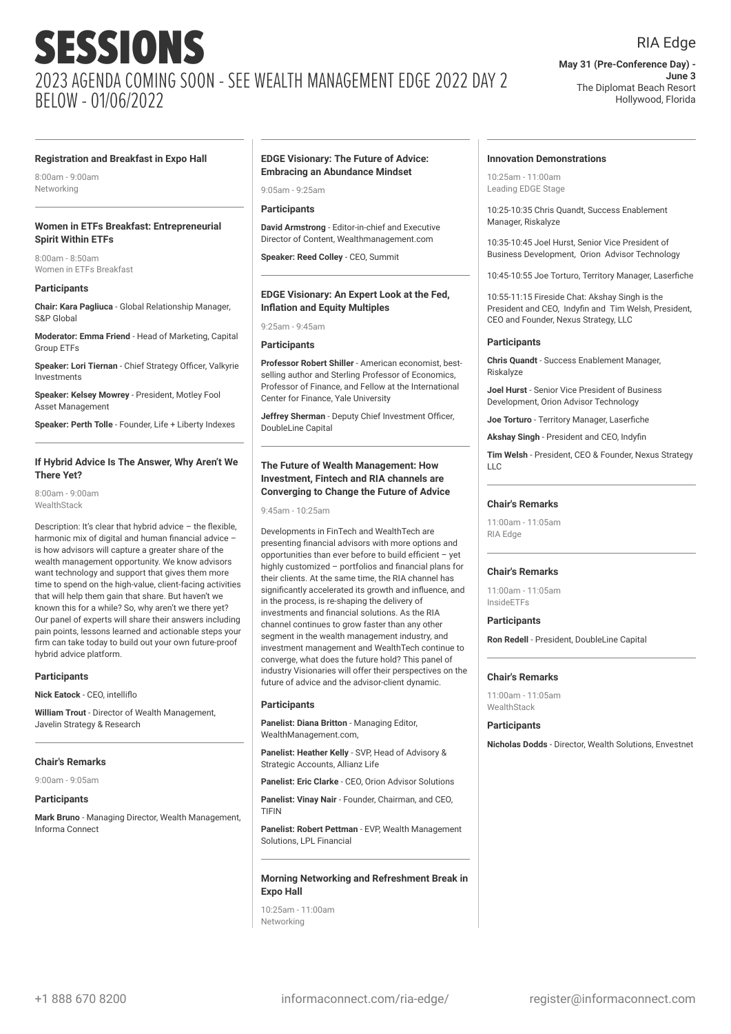# SESSIONS

## 2023 AGENDA COMING SOON - SEE WEALTH MANAGEMENT EDGE 2022 DAY 2 BELOW - 01/06/2022

RIA Edge

**May 31 (Pre-Conference Day) - June 3**
The Diplomat Beach Resort
Hollywood, Florida

---

### Registration and Breakfast in Expo Hall

8:00am - 9:00am
Networking

---

### Women in ETFs Breakfast: Entrepreneurial Spirit Within ETFs

8:00am - 8:50am
Women in ETFs Breakfast

#### Participants

**Chair: Kara Pagliuca** - Global Relationship Manager, S&P Global

**Moderator: Emma Friend** - Head of Marketing, Capital Group ETFs

**Speaker: Lori Tiernan** - Chief Strategy Officer, Valkyrie Investments

**Speaker: Kelsey Mowrey** - President, Motley Fool Asset Management

**Speaker: Perth Tolle** - Founder, Life + Liberty Indexes

---

### If Hybrid Advice Is The Answer, Why Aren't We There Yet?

8:00am - 9:00am
WealthStack

Description: It's clear that hybrid advice – the flexible, harmonic mix of digital and human financial advice – is how advisors will capture a greater share of the wealth management opportunity. We know advisors want technology and support that gives them more time to spend on the high-value, client-facing activities that will help them gain that share. But haven't we known this for a while? So, why aren't we there yet? Our panel of experts will share their answers including pain points, lessons learned and actionable steps your firm can take today to build out your own future-proof hybrid advice platform.

#### Participants

**Nick Eatock** - CEO, intelliflo

**William Trout** - Director of Wealth Management, Javelin Strategy & Research

---

### Chair's Remarks

9:00am - 9:05am

#### Participants

**Mark Bruno** - Managing Director, Wealth Management, Informa Connect

---

### EDGE Visionary: The Future of Advice: Embracing an Abundance Mindset

9:05am - 9:25am

#### Participants

**David Armstrong** - Editor-in-chief and Executive Director of Content, Wealthmanagement.com

**Speaker: Reed Colley** - CEO, Summit

---

### EDGE Visionary: An Expert Look at the Fed, Inflation and Equity Multiples

9:25am - 9:45am

#### Participants

**Professor Robert Shiller** - American economist, best-selling author and Sterling Professor of Economics, Professor of Finance, and Fellow at the International Center for Finance, Yale University

**Jeffrey Sherman** - Deputy Chief Investment Officer, DoubleLine Capital

---

### The Future of Wealth Management: How Investment, Fintech and RIA channels are Converging to Change the Future of Advice

9:45am - 10:25am

Developments in FinTech and WealthTech are presenting financial advisors with more options and opportunities than ever before to build efficient – yet highly customized – portfolios and financial plans for their clients. At the same time, the RIA channel has significantly accelerated its growth and influence, and in the process, is re-shaping the delivery of investments and financial solutions. As the RIA channel continues to grow faster than any other segment in the wealth management industry, and investment management and WealthTech continue to converge, what does the future hold? This panel of industry Visionaries will offer their perspectives on the future of advice and the advisor-client dynamic.

#### Participants

**Panelist: Diana Britton** - Managing Editor, WealthManagement.com,

**Panelist: Heather Kelly** - SVP, Head of Advisory & Strategic Accounts, Allianz Life

**Panelist: Eric Clarke** - CEO, Orion Advisor Solutions

**Panelist: Vinay Nair** - Founder, Chairman, and CEO, TIFIN

**Panelist: Robert Pettman** - EVP, Wealth Management Solutions, LPL Financial

---

### Morning Networking and Refreshment Break in Expo Hall

10:25am - 11:00am
Networking

---

### Innovation Demonstrations

10:25am - 11:00am
Leading EDGE Stage

10:25-10:35 Chris Quandt, Success Enablement Manager, Riskalyze

10:35-10:45 Joel Hurst, Senior Vice President of Business Development, Orion Advisor Technology

10:45-10:55 Joe Torturo, Territory Manager, Laserfiche

10:55-11:15 Fireside Chat: Akshay Singh is the President and CEO, Indyfin and Tim Welsh, President, CEO and Founder, Nexus Strategy, LLC

#### Participants

**Chris Quandt** - Success Enablement Manager, Riskalyze

**Joel Hurst** - Senior Vice President of Business Development, Orion Advisor Technology

**Joe Torturo** - Territory Manager, Laserfiche

**Akshay Singh** - President and CEO, Indyfin

**Tim Welsh** - President, CEO & Founder, Nexus Strategy LLC

---

### Chair's Remarks

11:00am - 11:05am
RIA Edge

---

### Chair's Remarks

11:00am - 11:05am
InsideETFs

#### Participants

**Ron Redell** - President, DoubleLine Capital

---

### Chair's Remarks

11:00am - 11:05am
WealthStack

#### Participants

**Nicholas Dodds** - Director, Wealth Solutions, Envestnet

+1 888 670 8200 | informaconnect.com/ria-edge/ | register@informaconnect.com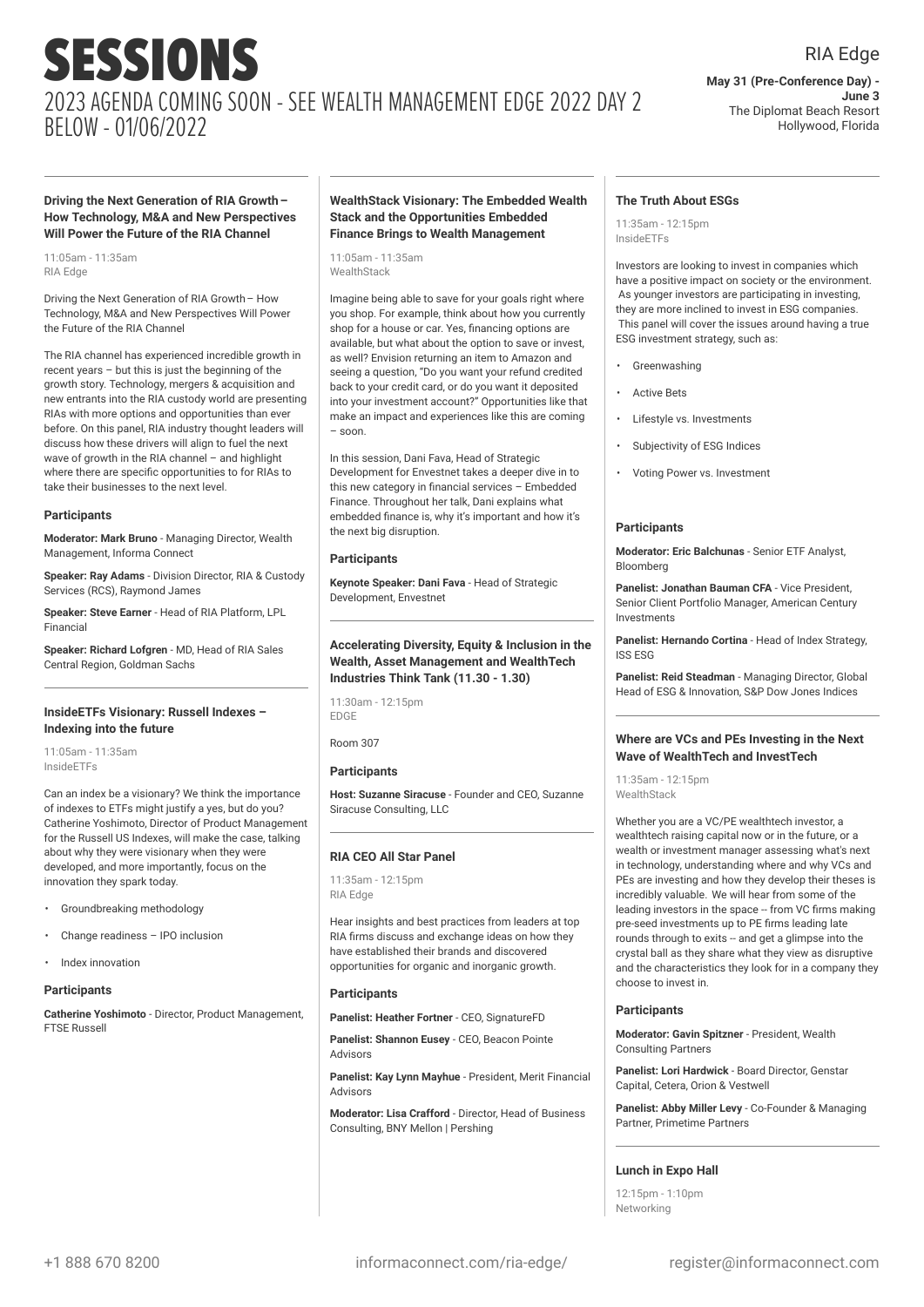# SESSIONS

2023 AGENDA COMING SOON - SEE WEALTH MANAGEMENT EDGE 2022 DAY 2 BELOW - 01/06/2022

RIA Edge

**May 31 (Pre-Conference Day) - June 3**
The Diplomat Beach Resort
Hollywood, Florida

### Driving the Next Generation of RIA Growth – How Technology, M&A and New Perspectives Will Power the Future of the RIA Channel

11:05am - 11:35am
RIA Edge

Driving the Next Generation of RIA Growth – How Technology, M&A and New Perspectives Will Power the Future of the RIA Channel

The RIA channel has experienced incredible growth in recent years – but this is just the beginning of the growth story. Technology, mergers & acquisition and new entrants into the RIA custody world are presenting RIAs with more options and opportunities than ever before. On this panel, RIA industry thought leaders will discuss how these drivers will align to fuel the next wave of growth in the RIA channel – and highlight where there are specific opportunities to for RIAs to take their businesses to the next level.

#### Participants

**Moderator: Mark Bruno** - Managing Director, Wealth Management, Informa Connect

**Speaker: Ray Adams** - Division Director, RIA & Custody Services (RCS), Raymond James

**Speaker: Steve Earner** - Head of RIA Platform, LPL Financial

**Speaker: Richard Lofgren** - MD, Head of RIA Sales Central Region, Goldman Sachs

### InsideETFs Visionary: Russell Indexes – Indexing into the future

11:05am - 11:35am
InsideETFs

Can an index be a visionary? We think the importance of indexes to ETFs might justify a yes, but do you? Catherine Yoshimoto, Director of Product Management for the Russell US Indexes, will make the case, talking about why they were visionary when they were developed, and more importantly, focus on the innovation they spark today.

- Groundbreaking methodology
- Change readiness – IPO inclusion
- Index innovation

#### Participants

**Catherine Yoshimoto** - Director, Product Management, FTSE Russell

### WealthStack Visionary: The Embedded Wealth Stack and the Opportunities Embedded Finance Brings to Wealth Management

11:05am - 11:35am
WealthStack

Imagine being able to save for your goals right where you shop. For example, think about how you currently shop for a house or car. Yes, financing options are available, but what about the option to save or invest, as well? Envision returning an item to Amazon and seeing a question, "Do you want your refund credited back to your credit card, or do you want it deposited into your investment account?" Opportunities like that make an impact and experiences like this are coming – soon.

In this session, Dani Fava, Head of Strategic Development for Envestnet takes a deeper dive in to this new category in financial services – Embedded Finance. Throughout her talk, Dani explains what embedded finance is, why it's important and how it's the next big disruption.

#### Participants

**Keynote Speaker: Dani Fava** - Head of Strategic Development, Envestnet

### Accelerating Diversity, Equity & Inclusion in the Wealth, Asset Management and WealthTech Industries Think Tank (11.30 - 1.30)

11:30am - 12:15pm
EDGE

Room 307

#### Participants

**Host: Suzanne Siracuse** - Founder and CEO, Suzanne Siracuse Consulting, LLC

### RIA CEO All Star Panel

11:35am - 12:15pm
RIA Edge

Hear insights and best practices from leaders at top RIA firms discuss and exchange ideas on how they have established their brands and discovered opportunities for organic and inorganic growth.

#### Participants

**Panelist: Heather Fortner** - CEO, SignatureFD

**Panelist: Shannon Eusey** - CEO, Beacon Pointe Advisors

**Panelist: Kay Lynn Mayhue** - President, Merit Financial Advisors

**Moderator: Lisa Crafford** - Director, Head of Business Consulting, BNY Mellon | Pershing

### The Truth About ESGs

11:35am - 12:15pm
InsideETFs

Investors are looking to invest in companies which have a positive impact on society or the environment. As younger investors are participating in investing, they are more inclined to invest in ESG companies. This panel will cover the issues around having a true ESG investment strategy, such as:

- Greenwashing
- Active Bets
- Lifestyle vs. Investments
- Subjectivity of ESG Indices
- Voting Power vs. Investment

#### Participants

**Moderator: Eric Balchunas** - Senior ETF Analyst, Bloomberg

**Panelist: Jonathan Bauman CFA** - Vice President, Senior Client Portfolio Manager, American Century Investments

**Panelist: Hernando Cortina** - Head of Index Strategy, ISS ESG

**Panelist: Reid Steadman** - Managing Director, Global Head of ESG & Innovation, S&P Dow Jones Indices

### Where are VCs and PEs Investing in the Next Wave of WealthTech and InvestTech

11:35am - 12:15pm
WealthStack

Whether you are a VC/PE wealthtech investor, a wealthtech raising capital now or in the future, or a wealth or investment manager assessing what's next in technology, understanding where and why VCs and PEs are investing and how they develop their theses is incredibly valuable. We will hear from some of the leading investors in the space -- from VC firms making pre-seed investments up to PE firms leading late rounds through to exits -- and get a glimpse into the crystal ball as they share what they view as disruptive and the characteristics they look for in a company they choose to invest in.

#### Participants

**Moderator: Gavin Spitzner** - President, Wealth Consulting Partners

**Panelist: Lori Hardwick** - Board Director, Genstar Capital, Cetera, Orion & Vestwell

**Panelist: Abby Miller Levy** - Co-Founder & Managing Partner, Primetime Partners

### Lunch in Expo Hall

12:15pm - 1:10pm
Networking

+1 888 670 8200 | informaconnect.com/ria-edge/ | register@informaconnect.com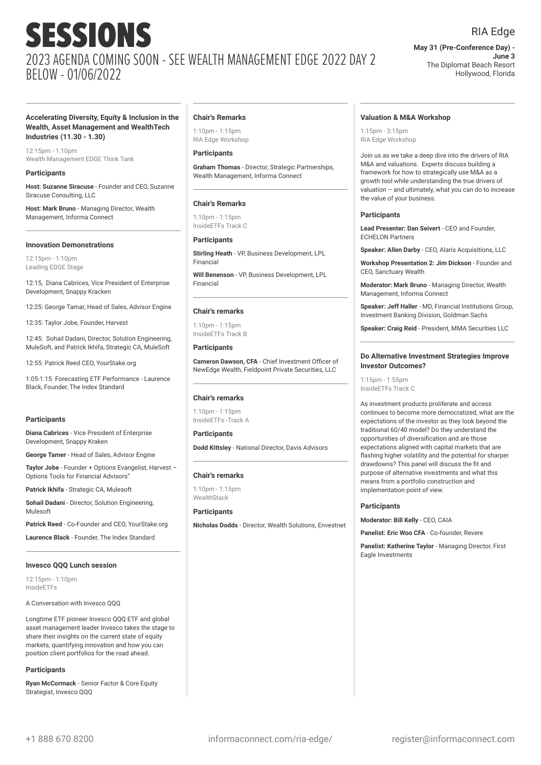# SESSIONS

## 2023 AGENDA COMING SOON - SEE WEALTH MANAGEMENT EDGE 2022 DAY 2 BELOW - 01/06/2022

RIA Edge

**May 31 (Pre-Conference Day) - June 3**
The Diplomat Beach Resort
Hollywood, Florida

---

### Accelerating Diversity, Equity & Inclusion in the Wealth, Asset Management and WealthTech Industries (11.30 - 1.30)

12:15pm - 1:10pm
Wealth Management EDGE Think Tank

**Participants**

**Host: Suzanne Siracuse** - Founder and CEO, Suzanne Siracuse Consulting, LLC

**Host: Mark Bruno** - Managing Director, Wealth Management, Informa Connect

---

### Innovation Demonstrations

12:15pm - 1:10pm
Leading EDGE Stage

12:15, Diana Cabrices, Vice President of Enterprise Development, Snappy Kracken

12:25: George Tamar, Head of Sales, Advisor Engine

12:35: Taylor Jobe, Founder, Harvest

12:45: Sohail Dadani, Director, Solution Engineering, MuleSoft, and Patrick Ikhifa, Strategic CA, MuleSoft

12:55: Patrick Reed CEO, YourStake.org

1:05-1:15 Forecasting ETF Performance - Laurence Black, Founder, The Index Standard

**Participants**

**Diana Cabrices** - Vice President of Enterprise Development, Snappy Kraken

**George Tamer** - Head of Sales, Advisor Engine

**Taylor Jobe** - Founder + Options Evangelist, Harvest – Options Tools for Financial Advisors"

**Patrick Ikhifa** - Strategic CA, Mulesoft

**Sohail Dadani** - Director, Solution Engineering, Mulesoft

**Patrick Reed** - Co-Founder and CEO, YourStake.org

**Laurence Black** - Founder, The Index Standard

---

### Invesco QQQ Lunch session

12:15pm - 1:10pm
InsideETFs

A Conversation with Invesco QQQ

Longtime ETF pioneer Invesco QQQ ETF and global asset management leader Invesco takes the stage to share their insights on the current state of equity markets, quantifying innovation and how you can position client portfolios for the road ahead.

**Participants**

**Ryan McCormack** - Senior Factor & Core Equity Strategist, Invesco QQQ

---

### Chair's Remarks

1:10pm - 1:15pm
RIA Edge Workshop

**Participants**

**Graham Thomas** - Director, Strategic Partnerships, Wealth Management, Informa Connect

---

### Chair's Remarks

1:10pm - 1:15pm
InsideETFs Track C

**Participants**

**Stirling Heath** - VP, Business Development, LPL Financial

**Will Benenson** - VP, Business Development, LPL Financial

---

### Chair's remarks

1:10pm - 1:15pm
InsideETFs Track B

**Participants**

**Cameron Dawson, CFA** - Chief Investment Officer of NewEdge Wealth, Fieldpoint Private Securities, LLC

---

### Chair's remarks

1:10pm - 1:15pm
InsideETFs -Track A

**Participants**

**Dodd Kittsley** - National Director, Davis Advisors

---

### Chair's remarks

1:10pm - 1:15pm
WealthStack

**Participants**

**Nicholas Dodds** - Director, Wealth Solutions, Envestnet

---

### Valuation & M&A Workshop

1:15pm - 3:15pm
RIA Edge Workshop

Join us as we take a deep dive into the drivers of RIA M&A and valuations. Experts discuss building a framework for how to strategically use M&A as a growth tool while understanding the true drivers of valuation – and ultimately, what you can do to increase the value of your business.

**Participants**

**Lead Presenter: Dan Seivert** - CEO and Founder, ECHELON Partners

**Speaker: Allen Darby** - CEO, Alaris Acquisitions, LLC

**Workshop Presentation 2: Jim Dickson** - Founder and CEO, Sanctuary Wealth

**Moderator: Mark Bruno** - Managing Director, Wealth Management, Informa Connect

**Speaker: Jeff Haller** - MD, Financial Institutions Group, Investment Banking Division, Goldman Sachs

**Speaker: Craig Reid** - President, MMA Securities LLC

---

### Do Alternative Investment Strategies Improve Investor Outcomes?

1:15pm - 1:55pm
InsideETFs Track C

As investment products proliferate and access continues to become more democratized, what are the expectations of the investor as they look beyond the traditional 60/40 model? Do they understand the opportunities of diversification and are those expectations aligned with capital markets that are flashing higher volatility and the potential for sharper drawdowns? This panel will discuss the fit and purpose of alternative investments and what this means from a portfolio construction and implementation point of view.

**Participants**

**Moderator: Bill Kelly** - CEO, CAIA

**Panelist: Eric Woo CFA** - Co-founder, Revere

**Panelist: Katherine Taylor** - Managing Director, First Eagle Investments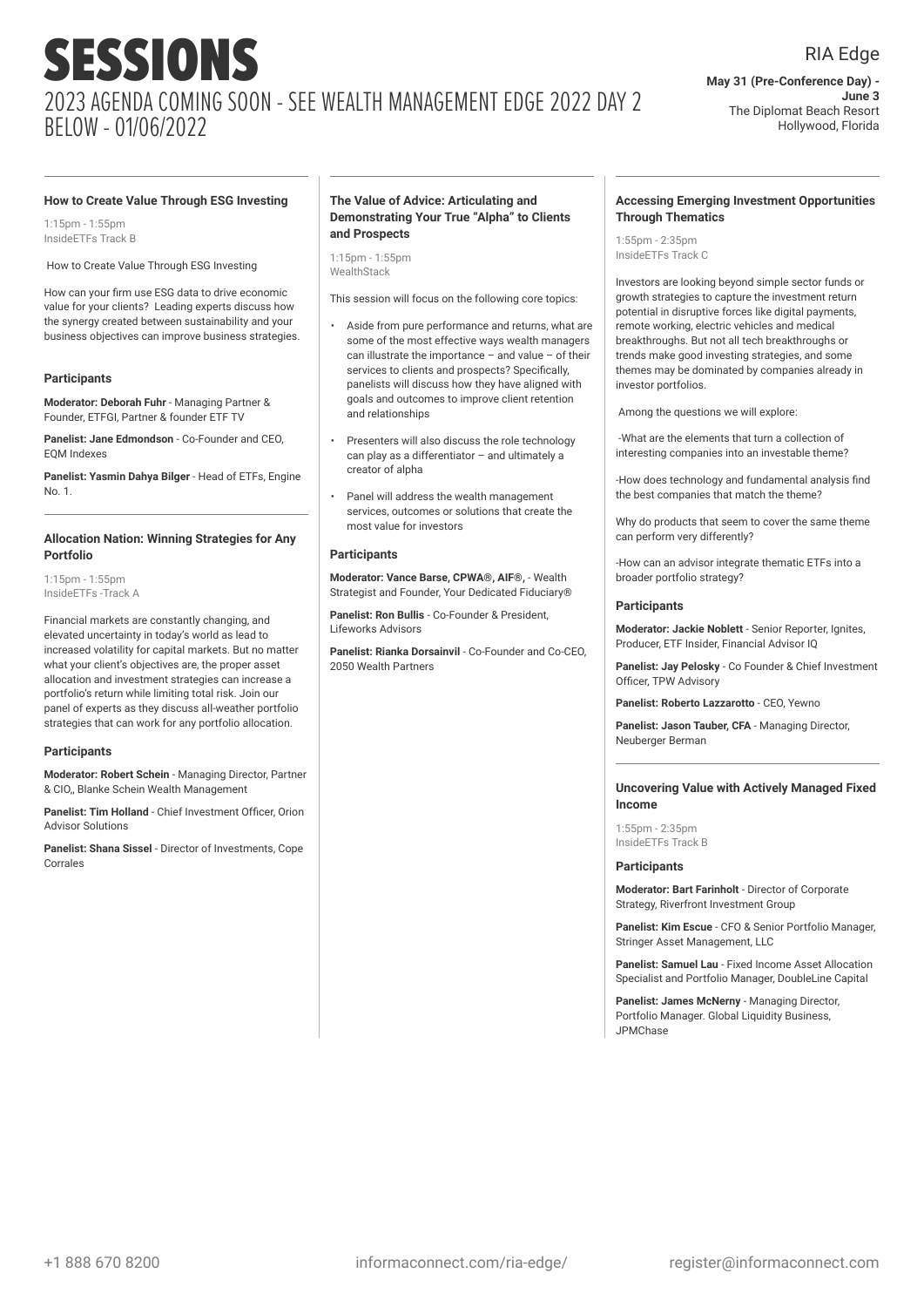# SESSIONS

## 2023 AGENDA COMING SOON - SEE WEALTH MANAGEMENT EDGE 2022 DAY 2 BELOW - 01/06/2022

RIA Edge

**May 31 (Pre-Conference Day) - June 3**
The Diplomat Beach Resort
Hollywood, Florida

### How to Create Value Through ESG Investing

1:15pm - 1:55pm
InsideETFs Track B

How to Create Value Through ESG Investing

How can your firm use ESG data to drive economic value for your clients? Leading experts discuss how the synergy created between sustainability and your business objectives can improve business strategies.

#### Participants

**Moderator: Deborah Fuhr** - Managing Partner & Founder, ETFGI, Partner & founder ETF TV

**Panelist: Jane Edmondson** - Co-Founder and CEO, EQM Indexes

**Panelist: Yasmin Dahya Bilger** - Head of ETFs, Engine No. 1.

### Allocation Nation: Winning Strategies for Any Portfolio

1:15pm - 1:55pm
InsideETFs -Track A

Financial markets are constantly changing, and elevated uncertainty in today's world as lead to increased volatility for capital markets. But no matter what your client's objectives are, the proper asset allocation and investment strategies can increase a portfolio's return while limiting total risk. Join our panel of experts as they discuss all-weather portfolio strategies that can work for any portfolio allocation.

#### Participants

**Moderator: Robert Schein** - Managing Director, Partner & CIO,, Blanke Schein Wealth Management

**Panelist: Tim Holland** - Chief Investment Officer, Orion Advisor Solutions

**Panelist: Shana Sissel** - Director of Investments, Cope Corrales

### The Value of Advice: Articulating and Demonstrating Your True "Alpha" to Clients and Prospects

1:15pm - 1:55pm
WealthStack

This session will focus on the following core topics:

- Aside from pure performance and returns, what are some of the most effective ways wealth managers can illustrate the importance – and value – of their services to clients and prospects? Specifically, panelists will discuss how they have aligned with goals and outcomes to improve client retention and relationships
- Presenters will also discuss the role technology can play as a differentiator – and ultimately a creator of alpha
- Panel will address the wealth management services, outcomes or solutions that create the most value for investors

#### Participants

**Moderator: Vance Barse, CPWA®, AIF®,** - Wealth Strategist and Founder, Your Dedicated Fiduciary®

**Panelist: Ron Bullis** - Co-Founder & President, Lifeworks Advisors

**Panelist: Rianka Dorsainvil** - Co-Founder and Co-CEO, 2050 Wealth Partners

### Accessing Emerging Investment Opportunities Through Thematics

1:55pm - 2:35pm
InsideETFs Track C

Investors are looking beyond simple sector funds or growth strategies to capture the investment return potential in disruptive forces like digital payments, remote working, electric vehicles and medical breakthroughs. But not all tech breakthroughs or trends make good investing strategies, and some themes may be dominated by companies already in investor portfolios.

Among the questions we will explore:

-What are the elements that turn a collection of interesting companies into an investable theme?

-How does technology and fundamental analysis find the best companies that match the theme?

Why do products that seem to cover the same theme can perform very differently?

-How can an advisor integrate thematic ETFs into a broader portfolio strategy?

#### Participants

**Moderator: Jackie Noblett** - Senior Reporter, Ignites, Producer, ETF Insider, Financial Advisor IQ

**Panelist: Jay Pelosky** - Co Founder & Chief Investment Officer, TPW Advisory

**Panelist: Roberto Lazzarotto** - CEO, Yewno

**Panelist: Jason Tauber, CFA** - Managing Director, Neuberger Berman

### Uncovering Value with Actively Managed Fixed Income

1:55pm - 2:35pm
InsideETFs Track B

#### Participants

**Moderator: Bart Farinholt** - Director of Corporate Strategy, Riverfront Investment Group

**Panelist: Kim Escue** - CFO & Senior Portfolio Manager, Stringer Asset Management, LLC

**Panelist: Samuel Lau** - Fixed Income Asset Allocation Specialist and Portfolio Manager, DoubleLine Capital

**Panelist: James McNerny** - Managing Director, Portfolio Manager. Global Liquidity Business, JPMChase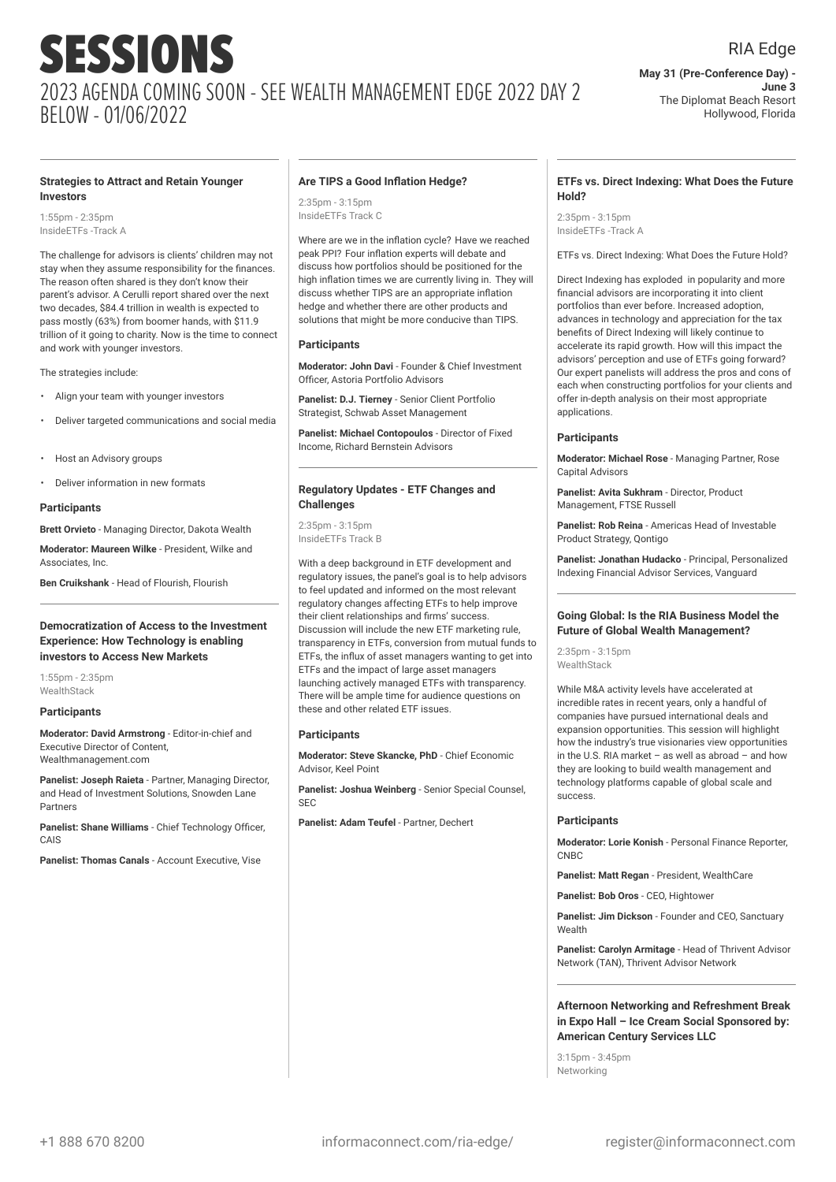# SESSIONS

## 2023 AGENDA COMING SOON - SEE WEALTH MANAGEMENT EDGE 2022 DAY 2 BELOW - 01/06/2022

RIA Edge

**May 31 (Pre-Conference Day) - June 3**
The Diplomat Beach Resort
Hollywood, Florida

### Strategies to Attract and Retain Younger Investors

1:55pm - 2:35pm
InsideETFs -Track A

The challenge for advisors is clients' children may not stay when they assume responsibility for the finances. The reason often shared is they don't know their parent's advisor. A Cerulli report shared over the next two decades, $84.4 trillion in wealth is expected to pass mostly (63%) from boomer hands, with $11.9 trillion of it going to charity. Now is the time to connect and work with younger investors.

The strategies include:

- Align your team with younger investors
- Deliver targeted communications and social media
- Host an Advisory groups
- Deliver information in new formats

#### Participants

**Brett Orvieto** - Managing Director, Dakota Wealth

**Moderator: Maureen Wilke** - President, Wilke and Associates, Inc.

**Ben Cruikshank** - Head of Flourish, Flourish

### Democratization of Access to the Investment Experience: How Technology is enabling investors to Access New Markets

1:55pm - 2:35pm
WealthStack

#### Participants

**Moderator: David Armstrong** - Editor-in-chief and Executive Director of Content, Wealthmanagement.com

**Panelist: Joseph Raieta** - Partner, Managing Director, and Head of Investment Solutions, Snowden Lane Partners

**Panelist: Shane Williams** - Chief Technology Officer, CAIS

**Panelist: Thomas Canals** - Account Executive, Vise

### Are TIPS a Good Inflation Hedge?

2:35pm - 3:15pm
InsideETFs Track C

Where are we in the inflation cycle? Have we reached peak PPI? Four inflation experts will debate and discuss how portfolios should be positioned for the high inflation times we are currently living in. They will discuss whether TIPS are an appropriate inflation hedge and whether there are other products and solutions that might be more conducive than TIPS.

#### Participants

**Moderator: John Davi** - Founder & Chief Investment Officer, Astoria Portfolio Advisors

**Panelist: D.J. Tierney** - Senior Client Portfolio Strategist, Schwab Asset Management

**Panelist: Michael Contopoulos** - Director of Fixed Income, Richard Bernstein Advisors

### Regulatory Updates - ETF Changes and Challenges

2:35pm - 3:15pm
InsideETFs Track B

With a deep background in ETF development and regulatory issues, the panel's goal is to help advisors to feel updated and informed on the most relevant regulatory changes affecting ETFs to help improve their client relationships and firms' success. Discussion will include the new ETF marketing rule, transparency in ETFs, conversion from mutual funds to ETFs, the influx of asset managers wanting to get into ETFs and the impact of large asset managers launching actively managed ETFs with transparency. There will be ample time for audience questions on these and other related ETF issues.

#### Participants

**Moderator: Steve Skancke, PhD** - Chief Economic Advisor, Keel Point

**Panelist: Joshua Weinberg** - Senior Special Counsel, SEC

**Panelist: Adam Teufel** - Partner, Dechert

### ETFs vs. Direct Indexing: What Does the Future Hold?

2:35pm - 3:15pm
InsideETFs -Track A

ETFs vs. Direct Indexing: What Does the Future Hold?

Direct Indexing has exploded in popularity and more financial advisors are incorporating it into client portfolios than ever before. Increased adoption, advances in technology and appreciation for the tax benefits of Direct Indexing will likely continue to accelerate its rapid growth. How will this impact the advisors' perception and use of ETFs going forward? Our expert panelists will address the pros and cons of each when constructing portfolios for your clients and offer in-depth analysis on their most appropriate applications.

#### Participants

**Moderator: Michael Rose** - Managing Partner, Rose Capital Advisors

**Panelist: Avita Sukhram** - Director, Product Management, FTSE Russell

**Panelist: Rob Reina** - Americas Head of Investable Product Strategy, Qontigo

**Panelist: Jonathan Hudacko** - Principal, Personalized Indexing Financial Advisor Services, Vanguard

### Going Global: Is the RIA Business Model the Future of Global Wealth Management?

2:35pm - 3:15pm
WealthStack

While M&A activity levels have accelerated at incredible rates in recent years, only a handful of companies have pursued international deals and expansion opportunities. This session will highlight how the industry's true visionaries view opportunities in the U.S. RIA market – as well as abroad – and how they are looking to build wealth management and technology platforms capable of global scale and success.

#### Participants

**Moderator: Lorie Konish** - Personal Finance Reporter, CNBC

**Panelist: Matt Regan** - President, WealthCare

**Panelist: Bob Oros** - CEO, Hightower

**Panelist: Jim Dickson** - Founder and CEO, Sanctuary Wealth

**Panelist: Carolyn Armitage** - Head of Thrivent Advisor Network (TAN), Thrivent Advisor Network

### Afternoon Networking and Refreshment Break in Expo Hall – Ice Cream Social Sponsored by: American Century Services LLC

3:15pm - 3:45pm
Networking

+1 888 670 8200 | informaconnect.com/ria-edge/ | register@informaconnect.com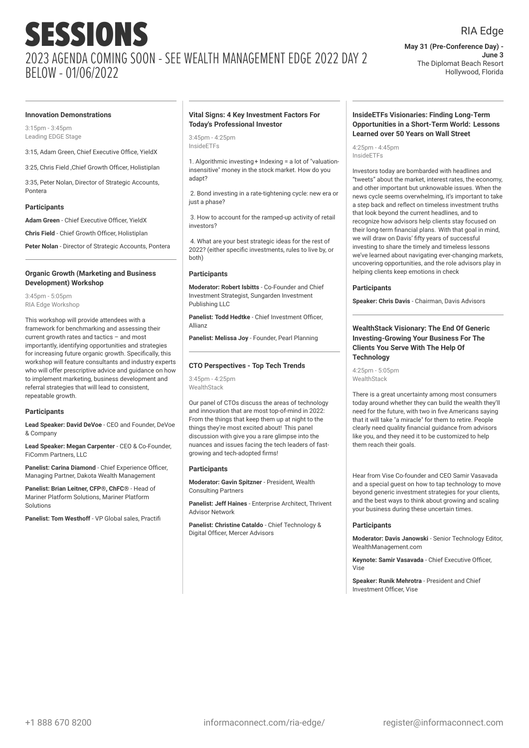# SESSIONS

## 2023 AGENDA COMING SOON - SEE WEALTH MANAGEMENT EDGE 2022 DAY 2 BELOW - 01/06/2022

RIA Edge

**May 31 (Pre-Conference Day) - June 3**
The Diplomat Beach Resort
Hollywood, Florida

---

### Innovation Demonstrations

3:15pm - 3:45pm
Leading EDGE Stage

3:15, Adam Green, Chief Executive Office, YieldX

3:25, Chris Field ,Chief Growth Officer, Holistiplan

3:35, Peter Nolan, Director of Strategic Accounts, Pontera

#### Participants

**Adam Green** - Chief Executive Officer, YieldX

**Chris Field** - Chief Growth Officer, Holistiplan

**Peter Nolan** - Director of Strategic Accounts, Pontera

---

### Organic Growth (Marketing and Business Development) Workshop

3:45pm - 5:05pm
RIA Edge Workshop

This workshop will provide attendees with a framework for benchmarking and assessing their current growth rates and tactics – and most importantly, identifying opportunities and strategies for increasing future organic growth. Specifically, this workshop will feature consultants and industry experts who will offer prescriptive advice and guidance on how to implement marketing, business development and referral strategies that will lead to consistent, repeatable growth.

#### Participants

**Lead Speaker: David DeVoe** - CEO and Founder, DeVoe & Company

**Lead Speaker: Megan Carpenter** - CEO & Co-Founder, FiComm Partners, LLC

**Panelist: Carina Diamond** - Chief Experience Officer, Managing Partner, Dakota Wealth Management

**Panelist: Brian Leitner, CFP®, ChFC®** - Head of Mariner Platform Solutions, Mariner Platform Solutions

**Panelist: Tom Westhoff** - VP Global sales, Practifi

---

### Vital Signs: 4 Key Investment Factors For Today's Professional Investor

3:45pm - 4:25pm
InsideETFs

1. Algorithmic investing+ Indexing = a lot of "valuation-insensitive" money in the stock market. How do you adapt?

2. Bond investing in a rate-tightening cycle: new era or just a phase?

3. How to account for the ramped-up activity of retail investors?

4. What are your best strategic ideas for the rest of 2022? (either specific investments, rules to live by, or both)

#### Participants

**Moderator: Robert Isbitts** - Co-Founder and Chief Investment Strategist, Sungarden Investment Publishing LLC

**Panelist: Todd Hedtke** - Chief Investment Officer, Allianz

**Panelist: Melissa Joy** - Founder, Pearl Planning

---

### CTO Perspectives - Top Tech Trends

3:45pm - 4:25pm
WealthStack

Our panel of CTOs discuss the areas of technology and innovation that are most top-of-mind in 2022: From the things that keep them up at night to the things they're most excited about! This panel discussion with give you a rare glimpse into the nuances and issues facing the tech leaders of fast-growing and tech-adopted firms!

#### Participants

**Moderator: Gavin Spitzner** - President, Wealth Consulting Partners

**Panelist: Jeff Haines** - Enterprise Architect, Thrivent Advisor Network

**Panelist: Christine Cataldo** - Chief Technology & Digital Officer, Mercer Advisors

---

### InsideETFs Visionaries: Finding Long-Term Opportunities in a Short-Term World: Lessons Learned over 50 Years on Wall Street

4:25pm - 4:45pm
InsideETFs

Investors today are bombarded with headlines and "tweets" about the market, interest rates, the economy, and other important but unknowable issues. When the news cycle seems overwhelming, it's important to take a step back and reflect on timeless investment truths that look beyond the current headlines, and to recognize how advisors help clients stay focused on their long-term financial plans. With that goal in mind, we will draw on Davis' fifty years of successful investing to share the timely and timeless lessons we've learned about navigating ever-changing markets, uncovering opportunities, and the role advisors play in helping clients keep emotions in check

#### Participants

**Speaker: Chris Davis** - Chairman, Davis Advisors

---

### WealthStack Visionary: The End Of Generic Investing-Growing Your Business For The Clients You Serve With The Help Of Technology

4:25pm - 5:05pm
WealthStack

There is a great uncertainty among most consumers today around whether they can build the wealth they'll need for the future, with two in five Americans saying that it will take "a miracle" for them to retire. People clearly need quality financial guidance from advisors like you, and they need it to be customized to help them reach their goals.

Hear from Vise Co-founder and CEO Samir Vasavada and a special guest on how to tap technology to move beyond generic investment strategies for your clients, and the best ways to think about growing and scaling your business during these uncertain times.

#### Participants

**Moderator: Davis Janowski** - Senior Technology Editor, WealthManagement.com

**Keynote: Samir Vasavada** - Chief Executive Officer, Vise

**Speaker: Runik Mehrotra** - President and Chief Investment Officer, Vise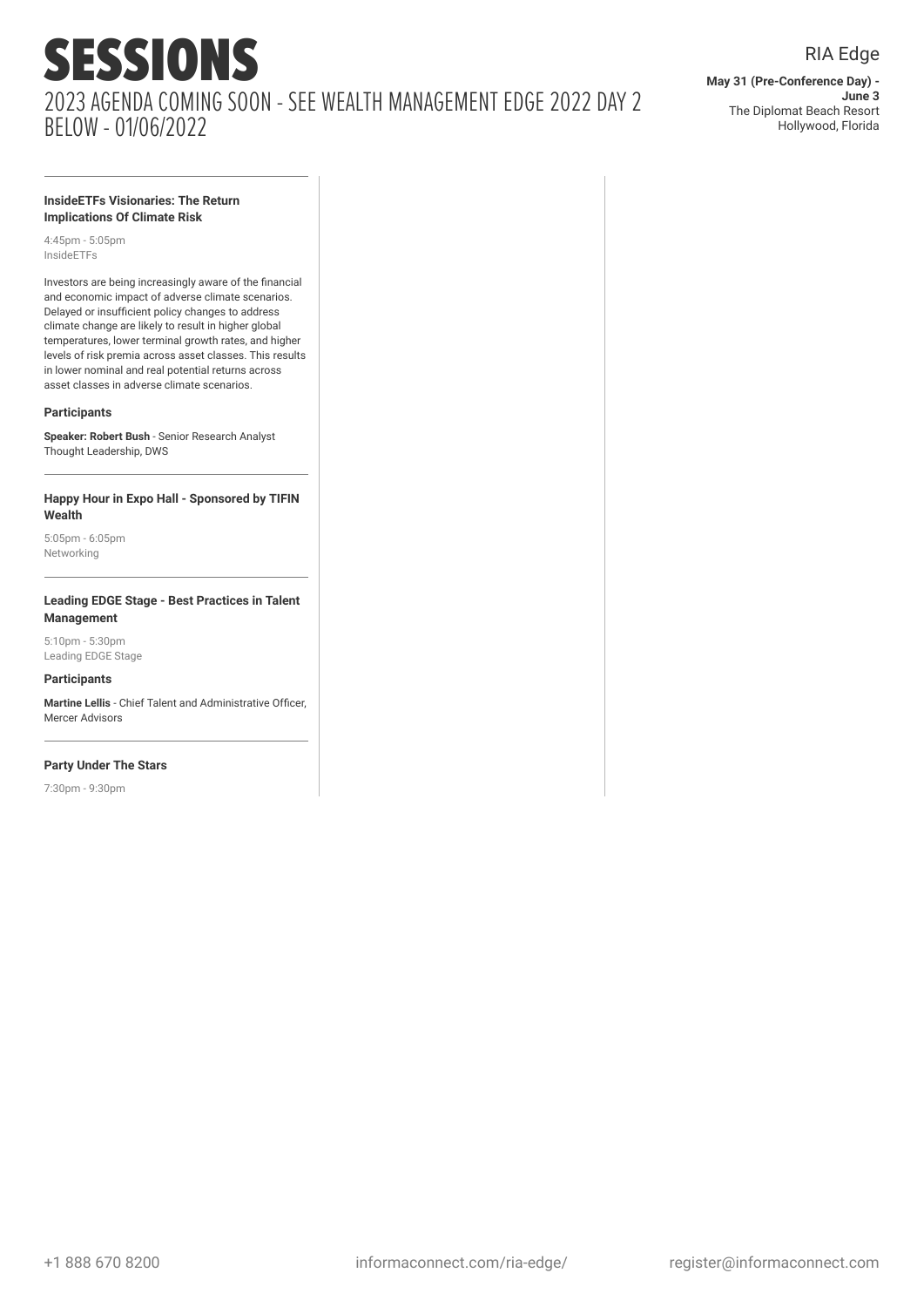# SESSIONS

## 2023 AGENDA COMING SOON - SEE WEALTH MANAGEMENT EDGE 2022 DAY 2 BELOW - 01/06/2022

RIA Edge

**May 31 (Pre-Conference Day) - June 3**
The Diplomat Beach Resort
Hollywood, Florida

---

**InsideETFs Visionaries: The Return Implications Of Climate Risk**

4:45pm - 5:05pm
InsideETFs

Investors are being increasingly aware of the financial and economic impact of adverse climate scenarios. Delayed or insufficient policy changes to address climate change are likely to result in higher global temperatures, lower terminal growth rates, and higher levels of risk premia across asset classes. This results in lower nominal and real potential returns across asset classes in adverse climate scenarios.

**Participants**

**Speaker: Robert Bush** - Senior Research Analyst Thought Leadership, DWS

---

**Happy Hour in Expo Hall - Sponsored by TIFIN Wealth**

5:05pm - 6:05pm
Networking

---

**Leading EDGE Stage - Best Practices in Talent Management**

5:10pm - 5:30pm
Leading EDGE Stage

**Participants**

**Martine Lellis** - Chief Talent and Administrative Officer, Mercer Advisors

---

**Party Under The Stars**

7:30pm - 9:30pm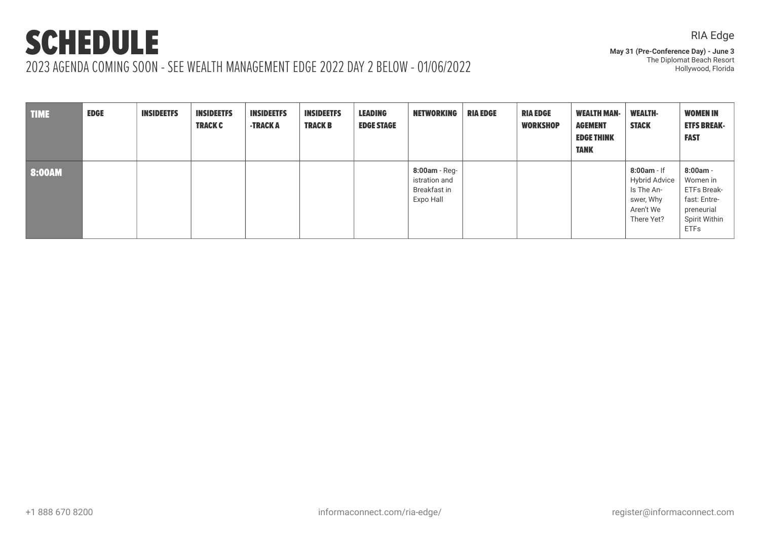# SCHEDULE

2023 AGENDA COMING SOON - SEE WEALTH MANAGEMENT EDGE 2022 DAY 2 BELOW - 01/06/2022

RIA Edge

**May 31 (Pre-Conference Day) - June 3**
The Diplomat Beach Resort
Hollywood, Florida

| TIME | EDGE | INSIDEETFS | INSIDEETFS TRACK C | INSIDEETFS -TRACK A | INSIDEETFS TRACK B | LEADING EDGE STAGE | NETWORKING | RIA EDGE | RIA EDGE WORKSHOP | WEALTH MANAGEMENT EDGE THINK TANK | WEALTH-STACK | WOMEN IN ETFS BREAKFAST |
|---|---|---|---|---|---|---|---|---|---|---|---|---|
| 8:00AM | | | | | | | **8:00am** - Registration and Breakfast in Expo Hall | | | | **8:00am** - If Hybrid Advice Is The Answer, Why Aren't We There Yet? | **8:00am** - Women in ETFs Breakfast: Entrepreneurial Spirit Within ETFs |

+1 888 670 8200 | informaconnect.com/ria-edge/ | register@informaconnect.com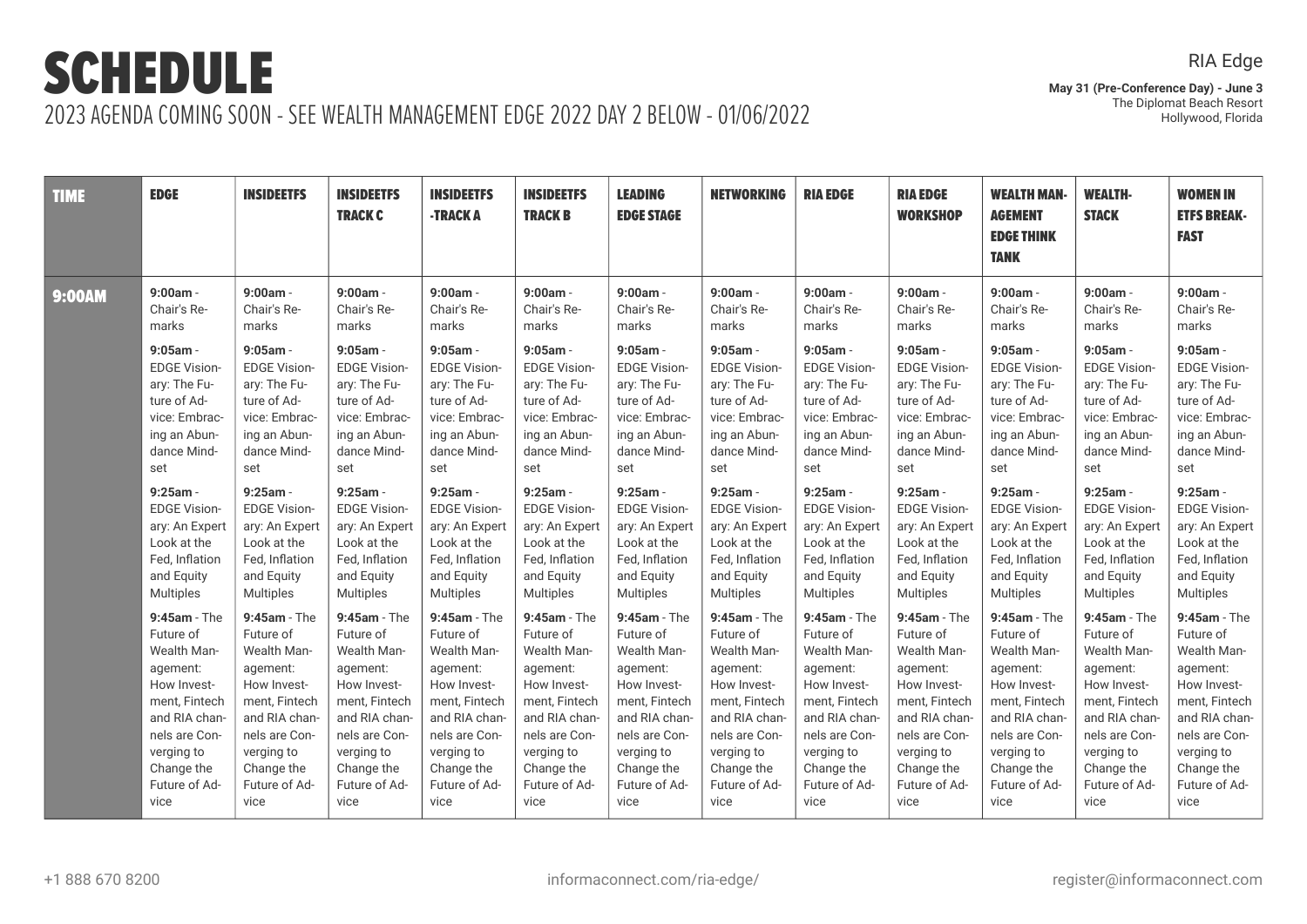# SCHEDULE

2023 AGENDA COMING SOON - SEE WEALTH MANAGEMENT EDGE 2022 DAY 2 BELOW - 01/06/2022

RIA Edge

**May 31 (Pre-Conference Day) - June 3**
The Diplomat Beach Resort
Hollywood, Florida

| TIME | EDGE | INSIDEETFS | INSIDEETFS TRACK C | INSIDEETFS -TRACK A | INSIDEETFS TRACK B | LEADING EDGE STAGE | NETWORKING | RIA EDGE | RIA EDGE WORKSHOP | WEALTH MANAGEMENT EDGE THINK TANK | WEALTH-STACK | WOMEN IN ETFS BREAKFAST |
|---|---|---|---|---|---|---|---|---|---|---|---|---|
| 9:00AM | **9:00am** - Chair's Remarks<br>**9:05am** - EDGE Visionary: The Future of Advice: Embracing an Abundance Mindset<br>**9:25am** - EDGE Visionary: An Expert Look at the Fed, Inflation and Equity Multiples<br>**9:45am** - The Future of Wealth Management: How Investment, Fintech and RIA channels are Converging to Change the Future of Advice | **9:00am** - Chair's Remarks<br>**9:05am** - EDGE Visionary: The Future of Advice: Embracing an Abundance Mindset<br>**9:25am** - EDGE Visionary: An Expert Look at the Fed, Inflation and Equity Multiples<br>**9:45am** - The Future of Wealth Management: How Investment, Fintech and RIA channels are Converging to Change the Future of Advice | **9:00am** - Chair's Remarks<br>**9:05am** - EDGE Visionary: The Future of Advice: Embracing an Abundance Mindset<br>**9:25am** - EDGE Visionary: An Expert Look at the Fed, Inflation and Equity Multiples<br>**9:45am** - The Future of Wealth Management: How Investment, Fintech and RIA channels are Converging to Change the Future of Advice | **9:00am** - Chair's Remarks<br>**9:05am** - EDGE Visionary: The Future of Advice: Embracing an Abundance Mindset<br>**9:25am** - EDGE Visionary: An Expert Look at the Fed, Inflation and Equity Multiples<br>**9:45am** - The Future of Wealth Management: How Investment, Fintech and RIA channels are Converging to Change the Future of Advice | **9:00am** - Chair's Remarks<br>**9:05am** - EDGE Visionary: The Future of Advice: Embracing an Abundance Mindset<br>**9:25am** - EDGE Visionary: An Expert Look at the Fed, Inflation and Equity Multiples<br>**9:45am** - The Future of Wealth Management: How Investment, Fintech and RIA channels are Converging to Change the Future of Advice | **9:00am** - Chair's Remarks<br>**9:05am** - EDGE Visionary: The Future of Advice: Embracing an Abundance Mindset<br>**9:25am** - EDGE Visionary: An Expert Look at the Fed, Inflation and Equity Multiples<br>**9:45am** - The Future of Wealth Management: How Investment, Fintech and RIA channels are Converging to Change the Future of Advice | **9:00am** - Chair's Remarks<br>**9:05am** - EDGE Visionary: The Future of Advice: Embracing an Abundance Mindset<br>**9:25am** - EDGE Visionary: An Expert Look at the Fed, Inflation and Equity Multiples<br>**9:45am** - The Future of Wealth Management: How Investment, Fintech and RIA channels are Converging to Change the Future of Advice | **9:00am** - Chair's Remarks<br>**9:05am** - EDGE Visionary: The Future of Advice: Embracing an Abundance Mindset<br>**9:25am** - EDGE Visionary: An Expert Look at the Fed, Inflation and Equity Multiples<br>**9:45am** - The Future of Wealth Management: How Investment, Fintech and RIA channels are Converging to Change the Future of Advice | **9:00am** - Chair's Remarks<br>**9:05am** - EDGE Visionary: The Future of Advice: Embracing an Abundance Mindset<br>**9:25am** - EDGE Visionary: An Expert Look at the Fed, Inflation and Equity Multiples<br>**9:45am** - The Future of Wealth Management: How Investment, Fintech and RIA channels are Converging to Change the Future of Advice | **9:00am** - Chair's Remarks<br>**9:05am** - EDGE Visionary: The Future of Advice: Embracing an Abundance Mindset<br>**9:25am** - EDGE Visionary: An Expert Look at the Fed, Inflation and Equity Multiples<br>**9:45am** - The Future of Wealth Management: How Investment, Fintech and RIA channels are Converging to Change the Future of Advice | **9:00am** - Chair's Remarks<br>**9:05am** - EDGE Visionary: The Future of Advice: Embracing an Abundance Mindset<br>**9:25am** - EDGE Visionary: An Expert Look at the Fed, Inflation and Equity Multiples<br>**9:45am** - The Future of Wealth Management: How Investment, Fintech and RIA channels are Converging to Change the Future of Advice | **9:00am** - Chair's Remarks<br>**9:05am** - EDGE Visionary: The Future of Advice: Embracing an Abundance Mindset<br>**9:25am** - EDGE Visionary: An Expert Look at the Fed, Inflation and Equity Multiples<br>**9:45am** - The Future of Wealth Management: How Investment, Fintech and RIA channels are Converging to Change the Future of Advice | **9:00am** - Chair's Remarks<br>**9:05am** - EDGE Visionary: The Future of Advice: Embracing an Abundance Mindset<br>**9:25am** - EDGE Visionary: An Expert Look at the Fed, Inflation and Equity Multiples<br>**9:45am** - The Future of Wealth Management: How Investment, Fintech and RIA channels are Converging to Change the Future of Advice |

+1 888 670 8200 informaconnect.com/ria-edge/ register@informaconnect.com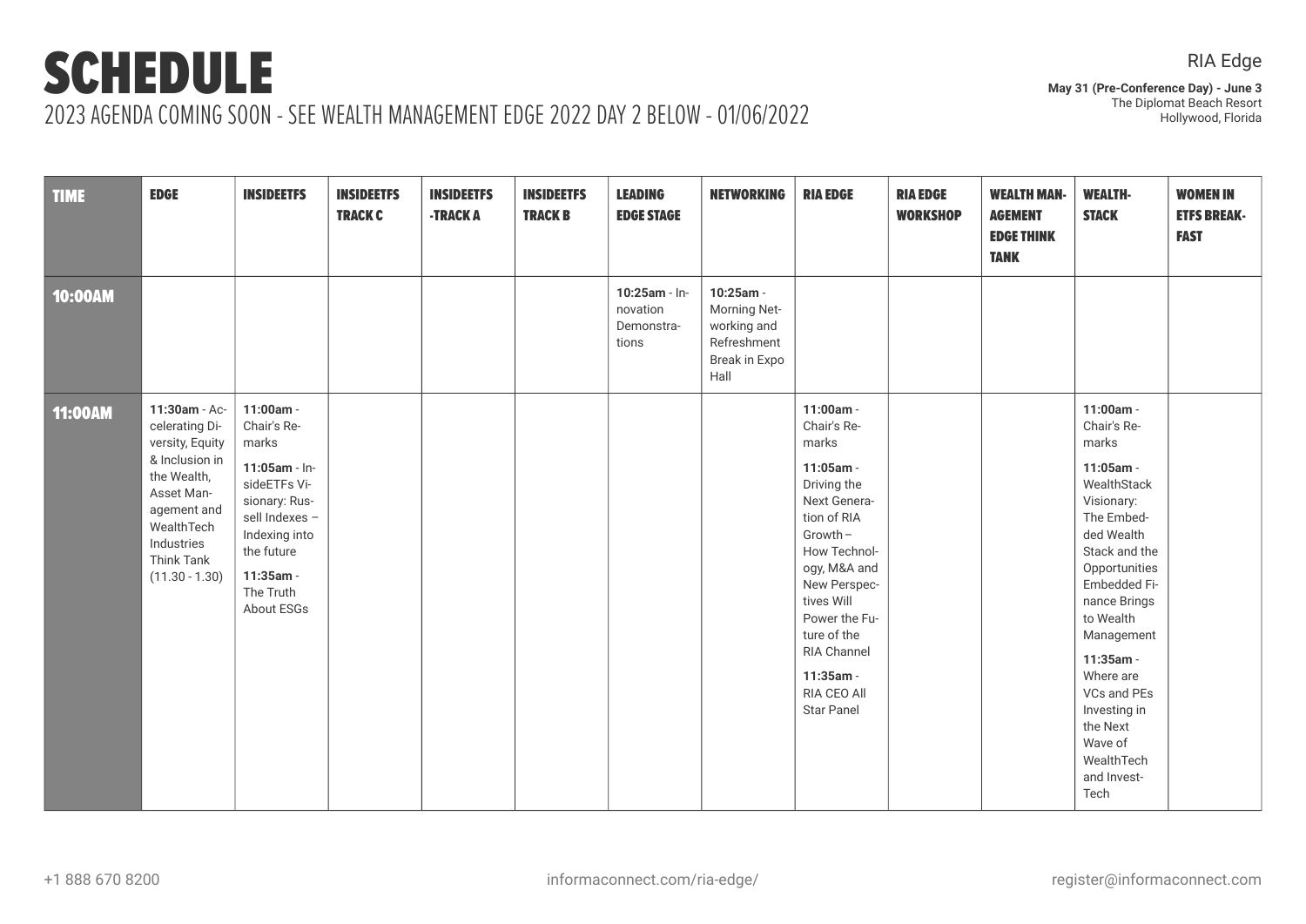# SCHEDULE

2023 AGENDA COMING SOON - SEE WEALTH MANAGEMENT EDGE 2022 DAY 2 BELOW - 01/06/2022

RIA Edge

**May 31 (Pre-Conference Day) - June 3**
The Diplomat Beach Resort
Hollywood, Florida

| TIME | EDGE | INSIDEETFS | INSIDEETFS TRACK C | INSIDEETFS -TRACK A | INSIDEETFS TRACK B | LEADING EDGE STAGE | NETWORKING | RIA EDGE | RIA EDGE WORKSHOP | WEALTH MANAGEMENT EDGE THINK TANK | WEALTH-STACK | WOMEN IN ETFS BREAKFAST |
|---|---|---|---|---|---|---|---|---|---|---|---|---|
| 10:00AM | | | | | | **10:25am** - Innovation Demonstrations | **10:25am** - Morning Networking and Refreshment Break in Expo Hall | | | | | |
| 11:00AM | **11:30am** - Accelerating Diversity, Equity & Inclusion in the Wealth, Asset Management and WealthTech Industries Think Tank (11.30 - 1.30) | **11:00am** - Chair's Remarks<br>**11:05am** - InsideETFs Visionary: Russell Indexes – Indexing into the future<br>**11:35am** - The Truth About ESGs | | | | | | **11:00am** - Chair's Remarks<br>**11:05am** - Driving the Next Generation of RIA Growth – How Technology, M&A and New Perspectives Will Power the Future of the RIA Channel<br>**11:35am** - RIA CEO All Star Panel | | | **11:00am** - Chair's Remarks<br>**11:05am** - WealthStack Visionary: The Embedded Wealth Stack and the Opportunities Embedded Finance Brings to Wealth Management<br>**11:35am** - Where are VCs and PEs Investing in the Next Wave of WealthTech and InvestTech | |

+1 888 670 8200 | informaconnect.com/ria-edge/ | register@informaconnect.com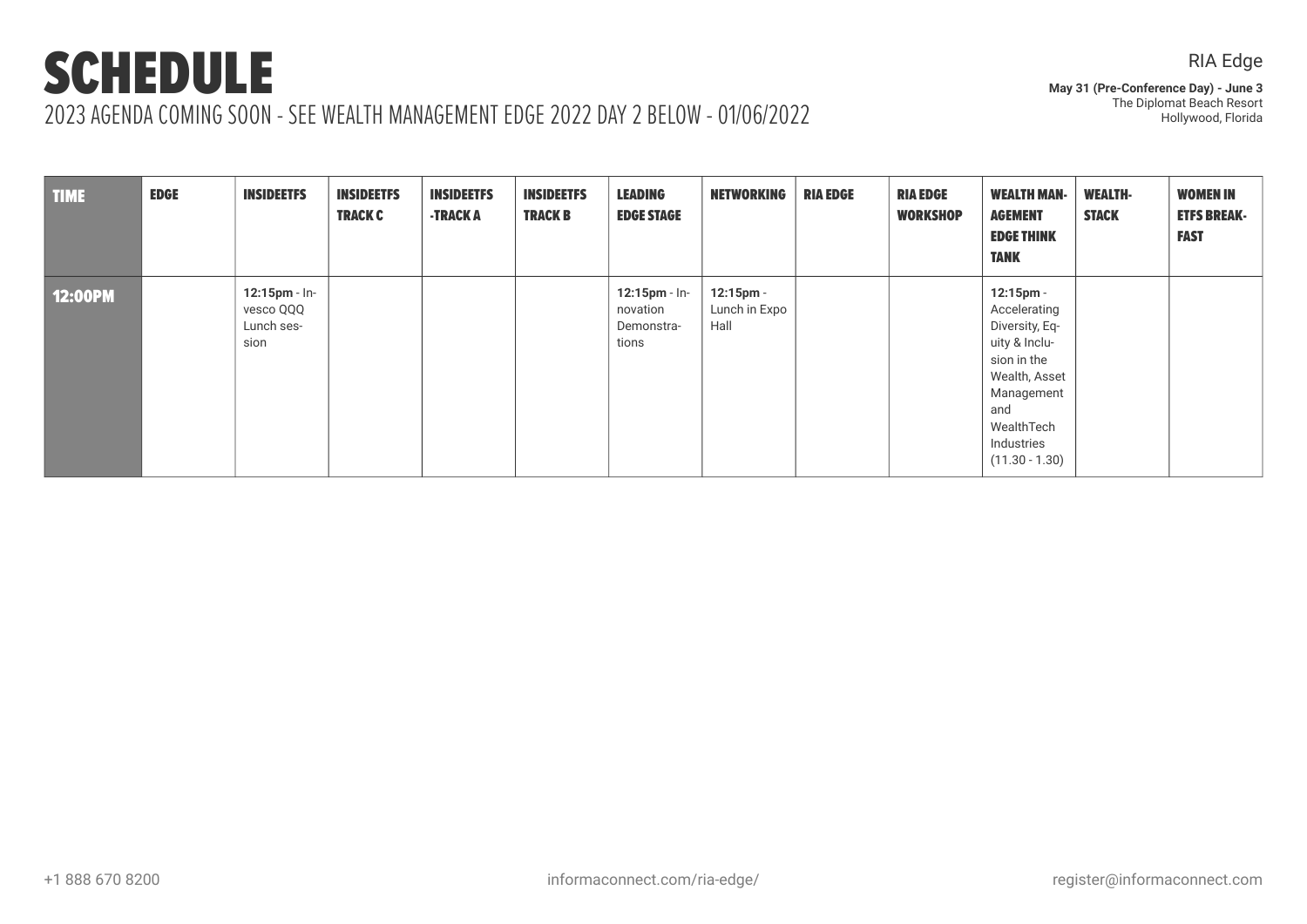# SCHEDULE

2023 AGENDA COMING SOON - SEE WEALTH MANAGEMENT EDGE 2022 DAY 2 BELOW - 01/06/2022

RIA Edge

**May 31 (Pre-Conference Day) - June 3**
The Diplomat Beach Resort
Hollywood, Florida

| TIME | EDGE | INSIDEETFS | INSIDEETFS TRACK C | INSIDEETFS -TRACK A | INSIDEETFS TRACK B | LEADING EDGE STAGE | NETWORKING | RIA EDGE | RIA EDGE WORKSHOP | WEALTH MANAGEMENT EDGE THINK TANK | WEALTH-STACK | WOMEN IN ETFS BREAKFAST |
|---|---|---|---|---|---|---|---|---|---|---|---|---|
| 12:00PM | | **12:15pm** - Invesco QQQ Lunch session | | | | **12:15pm** - Innovation Demonstrations | **12:15pm** - Lunch in Expo Hall | | | **12:15pm** - Accelerating Diversity, Equity & Inclusion in the Wealth, Asset Management and WealthTech Industries (11.30 - 1.30) | | |

+1 888 670 8200 | informaconnect.com/ria-edge/ | register@informaconnect.com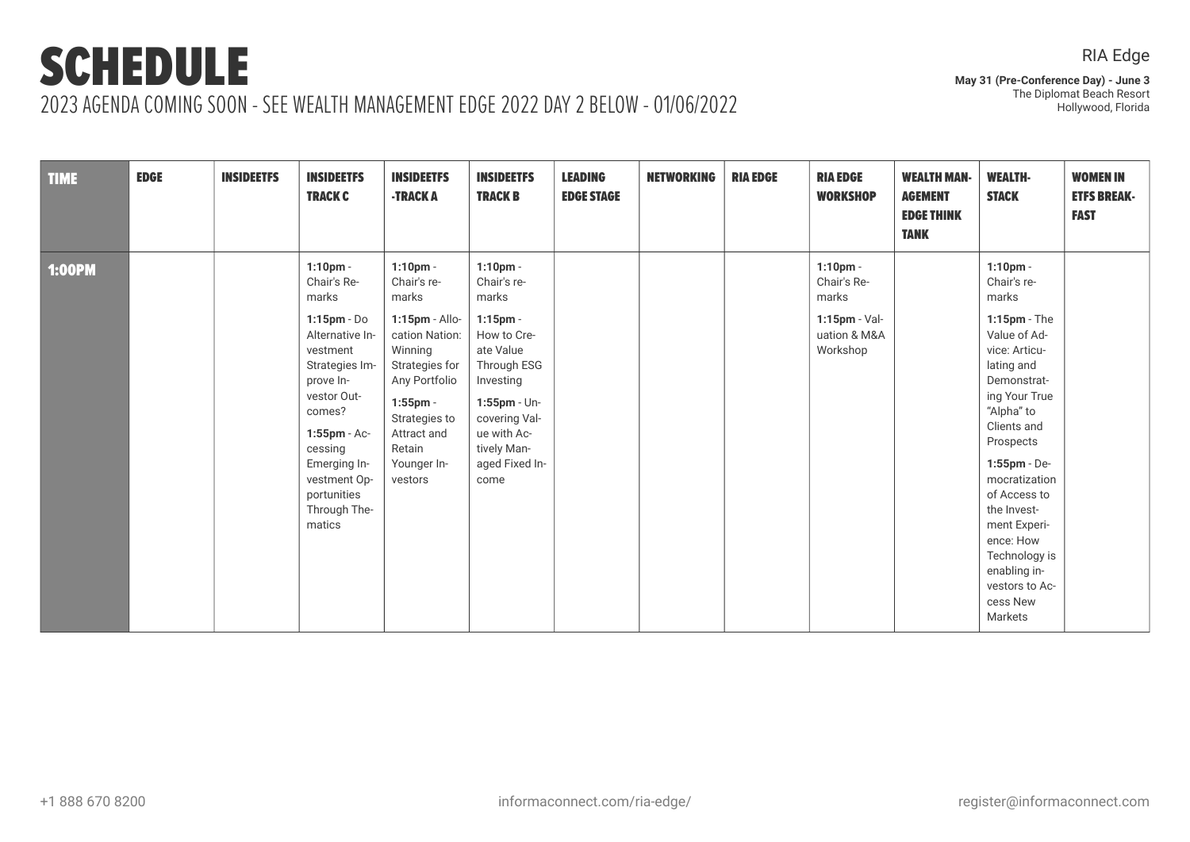# SCHEDULE

2023 AGENDA COMING SOON - SEE WEALTH MANAGEMENT EDGE 2022 DAY 2 BELOW - 01/06/2022

RIA Edge

**May 31 (Pre-Conference Day) - June 3**
The Diplomat Beach Resort
Hollywood, Florida

| TIME | EDGE | INSIDEETFS | INSIDEETFS TRACK C | INSIDEETFS -TRACK A | INSIDEETFS TRACK B | LEADING EDGE STAGE | NETWORKING | RIA EDGE | RIA EDGE WORKSHOP | WEALTH MANAGEMENT EDGE THINK TANK | WEALTH-STACK | WOMEN IN ETFS BREAKFAST |
|---|---|---|---|---|---|---|---|---|---|---|---|---|
| 1:00PM | | | **1:10pm** - Chair's Remarks<br>**1:15pm** - Do Alternative Investment Strategies Improve Investor Outcomes?<br>**1:55pm** - Accessing Emerging Investment Opportunities Through Thematics | **1:10pm** - Chair's remarks<br>**1:15pm** - Allocation Nation: Winning Strategies for Any Portfolio<br>**1:55pm** - Strategies to Attract and Retain Younger Investors | **1:10pm** - Chair's remarks<br>**1:15pm** - How to Create Value Through ESG Investing<br>**1:55pm** - Uncovering Value with Actively Managed Fixed Income | | | | **1:10pm** - Chair's Remarks<br>**1:15pm** - Valuation & M&A Workshop | | **1:10pm** - Chair's remarks<br>**1:15pm** - The Value of Advice: Articulating and Demonstrating Your True "Alpha" to Clients and Prospects<br>**1:55pm** - Democratization of Access to the Investment Experience: How Technology is enabling investors to Access New Markets | |

+1 888 670 8200 informaconnect.com/ria-edge/ register@informaconnect.com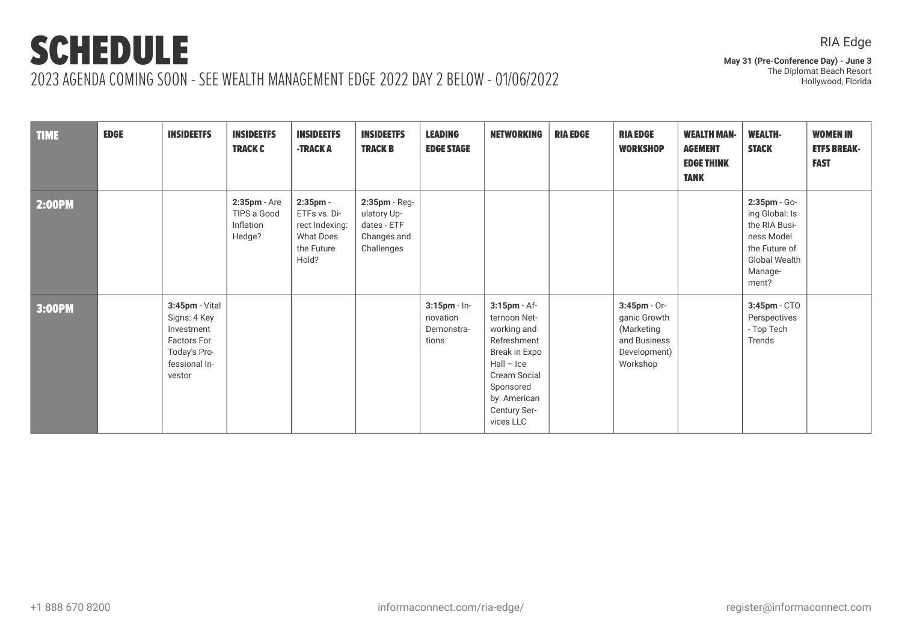# SCHEDULE

2023 AGENDA COMING SOON - SEE WEALTH MANAGEMENT EDGE 2022 DAY 2 BELOW - 01/06/2022

RIA Edge

**May 31 (Pre-Conference Day) - June 3**
The Diplomat Beach Resort
Hollywood, Florida

| TIME | EDGE | INSIDEETFS | INSIDEETFS TRACK C | INSIDEETFS -TRACK A | INSIDEETFS TRACK B | LEADING EDGE STAGE | NETWORKING | RIA EDGE | RIA EDGE WORKSHOP | WEALTH MANAGEMENT EDGE THINK TANK | WEALTH-STACK | WOMEN IN ETFS BREAKFAST |
|---|---|---|---|---|---|---|---|---|---|---|---|---|
| 2:00PM | | | **2:35pm** - Are TIPS a Good Inflation Hedge? | **2:35pm** - ETFs vs. Direct Indexing: What Does the Future Hold? | **2:35pm** - Regulatory Updates - ETF Changes and Challenges | | | | | | **2:35pm** - Going Global: Is the RIA Business Model the Future of Global Wealth Management? | |
| 3:00PM | | **3:45pm** - Vital Signs: 4 Key Investment Factors For Today's Professional Investor | | | | **3:15pm** - Innovation Demonstrations | **3:15pm** - Afternoon Networking and Refreshment Break in Expo Hall – Ice Cream Social Sponsored by: American Century Services LLC | | **3:45pm** - Organic Growth (Marketing and Business Development) Workshop | | **3:45pm** - CTO Perspectives - Top Tech Trends | |

+1 888 670 8200 | informaconnect.com/ria-edge/ | register@informaconnect.com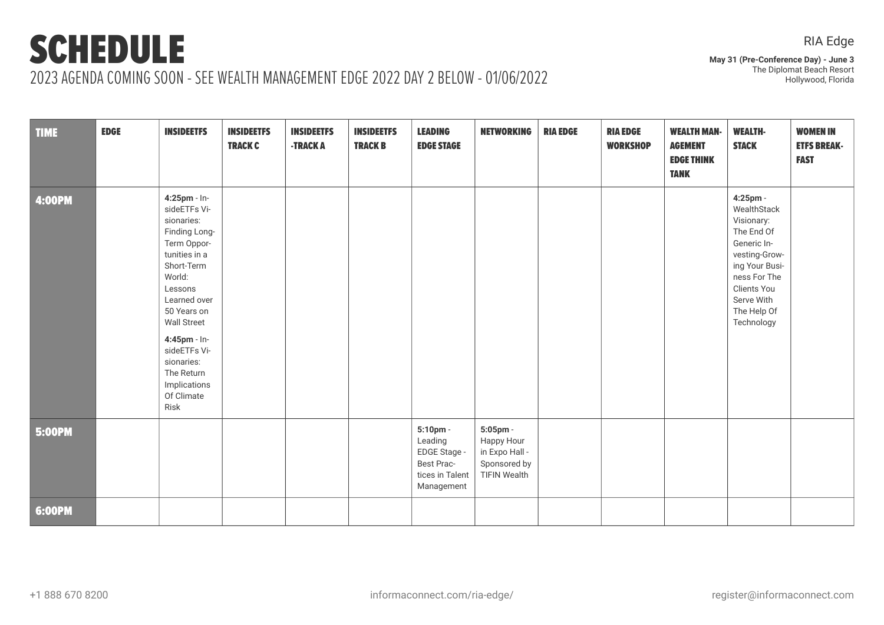# SCHEDULE

2023 AGENDA COMING SOON - SEE WEALTH MANAGEMENT EDGE 2022 DAY 2 BELOW - 01/06/2022

RIA Edge

**May 31 (Pre-Conference Day) - June 3**
The Diplomat Beach Resort
Hollywood, Florida

| TIME | EDGE | INSIDEETFS | INSIDEETFS TRACK C | INSIDEETFS -TRACK A | INSIDEETFS TRACK B | LEADING EDGE STAGE | NETWORKING | RIA EDGE | RIA EDGE WORKSHOP | WEALTH MANAGEMENT EDGE THINK TANK | WEALTH-STACK | WOMEN IN ETFS BREAKFAST |
|---|---|---|---|---|---|---|---|---|---|---|---|---|
| 4:00PM | | **4:25pm** - InsideETFs Visionaries: Finding Long-Term Opportunities in a Short-Term World: Lessons Learned over 50 Years on Wall Street<br>**4:45pm** - InsideETFs Visionaries: The Return Implications Of Climate Risk | | | | | | | | | **4:25pm** - WealthStack Visionary: The End Of Generic Investing-Growing Your Business For The Clients You Serve With The Help Of Technology | |
| 5:00PM | | | | | | **5:10pm** - Leading EDGE Stage - Best Practices in Talent Management | **5:05pm** - Happy Hour in Expo Hall - Sponsored by TIFIN Wealth | | | | | |
| 6:00PM | | | | | | | | | | | | |

+1 888 670 8200 informaconnect.com/ria-edge/ register@informaconnect.com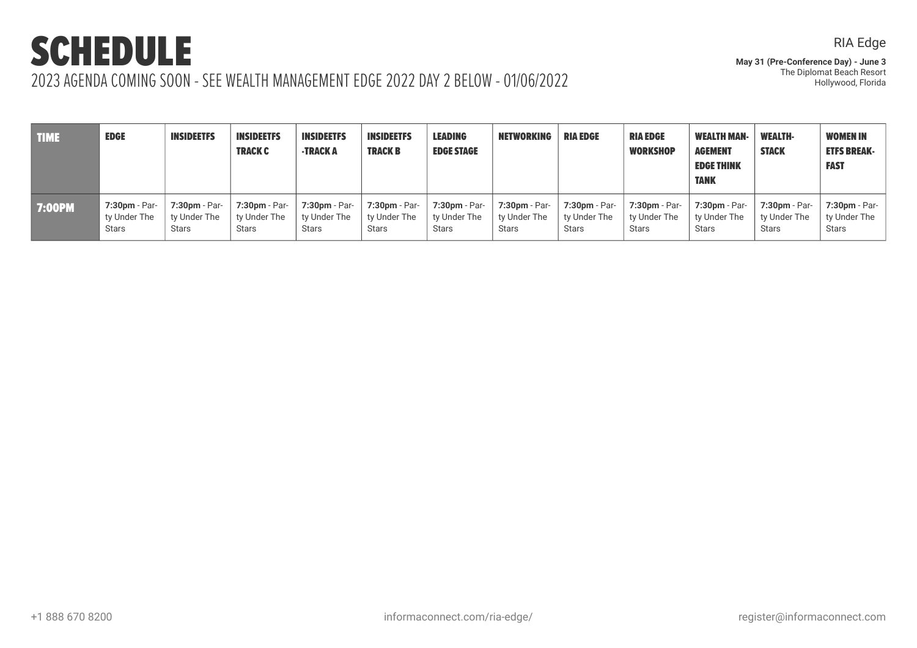# SCHEDULE

2023 AGENDA COMING SOON - SEE WEALTH MANAGEMENT EDGE 2022 DAY 2 BELOW - 01/06/2022

RIA Edge

**May 31 (Pre-Conference Day) - June 3**
The Diplomat Beach Resort
Hollywood, Florida

| TIME | EDGE | INSIDEETFS | INSIDEETFS TRACK C | INSIDEETFS -TRACK A | INSIDEETFS TRACK B | LEADING EDGE STAGE | NETWORKING | RIA EDGE | RIA EDGE WORKSHOP | WEALTH MANAGEMENT EDGE THINK TANK | WEALTHSTACK | WOMEN IN ETFS BREAKFAST |
|---|---|---|---|---|---|---|---|---|---|---|---|---|
| 7:00PM | **7:30pm** - Party Under The Stars | **7:30pm** - Party Under The Stars | **7:30pm** - Party Under The Stars | **7:30pm** - Party Under The Stars | **7:30pm** - Party Under The Stars | **7:30pm** - Party Under The Stars | **7:30pm** - Party Under The Stars | **7:30pm** - Party Under The Stars | **7:30pm** - Party Under The Stars | **7:30pm** - Party Under The Stars | **7:30pm** - Party Under The Stars | **7:30pm** - Party Under The Stars |

+1 888 670 8200 informaconnect.com/ria-edge/ register@informaconnect.com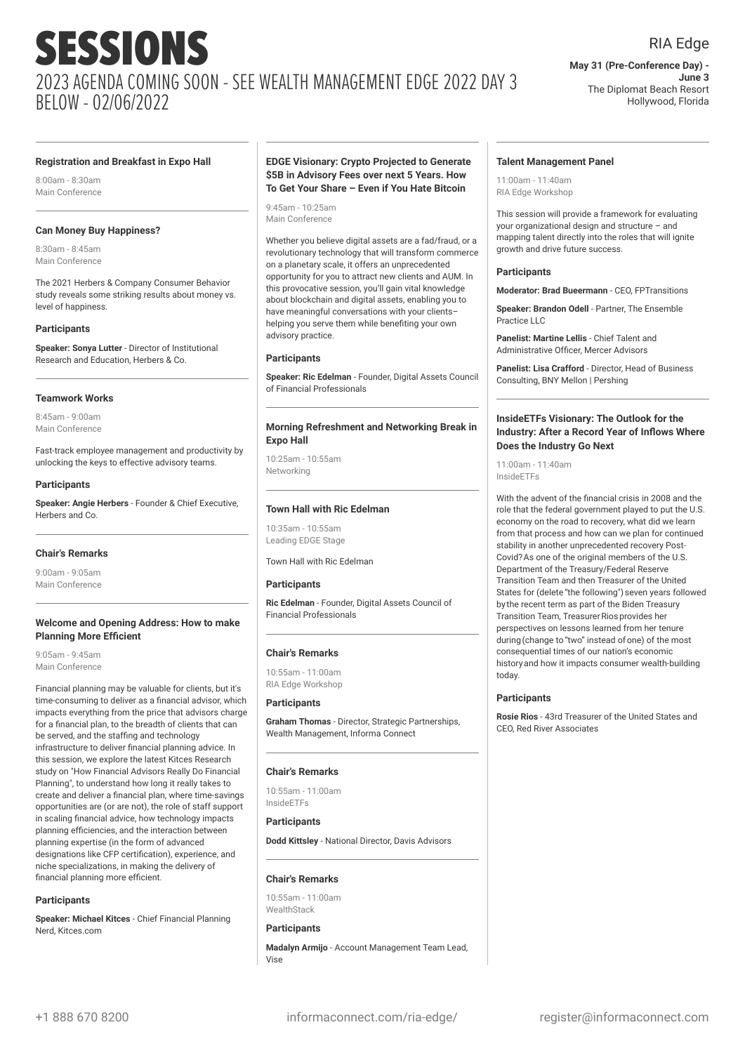# SESSIONS

## 2023 AGENDA COMING SOON - SEE WEALTH MANAGEMENT EDGE 2022 DAY 3 BELOW - 02/06/2022

RIA Edge

**May 31 (Pre-Conference Day) - June 3**
The Diplomat Beach Resort
Hollywood, Florida

---

#### Registration and Breakfast in Expo Hall

8:00am - 8:30am
Main Conference

---

#### Can Money Buy Happiness?

8:30am - 8:45am
Main Conference

The 2021 Herbers & Company Consumer Behavior study reveals some striking results about money vs. level of happiness.

**Participants**

**Speaker: Sonya Lutter** - Director of Institutional Research and Education, Herbers & Co.

---

#### Teamwork Works

8:45am - 9:00am
Main Conference

Fast-track employee management and productivity by unlocking the keys to effective advisory teams.

**Participants**

**Speaker: Angie Herbers** - Founder & Chief Executive, Herbers and Co.

---

#### Chair's Remarks

9:00am - 9:05am
Main Conference

---

#### Welcome and Opening Address: How to make Planning More Efficient

9:05am - 9:45am
Main Conference

Financial planning may be valuable for clients, but it's time-consuming to deliver as a financial advisor, which impacts everything from the price that advisors charge for a financial plan, to the breadth of clients that can be served, and the staffing and technology infrastructure to deliver financial planning advice. In this session, we explore the latest Kitces Research study on "How Financial Advisors Really Do Financial Planning", to understand how long it really takes to create and deliver a financial plan, where time-savings opportunities are (or are not), the role of staff support in scaling financial advice, how technology impacts planning efficiencies, and the interaction between planning expertise (in the form of advanced designations like CFP certification), experience, and niche specializations, in making the delivery of financial planning more efficient.

**Participants**

**Speaker: Michael Kitces** - Chief Financial Planning Nerd, Kitces.com

---

#### EDGE Visionary: Crypto Projected to Generate $5B in Advisory Fees over next 5 Years. How To Get Your Share – Even if You Hate Bitcoin

9:45am - 10:25am
Main Conference

Whether you believe digital assets are a fad/fraud, or a revolutionary technology that will transform commerce on a planetary scale, it offers an unprecedented opportunity for you to attract new clients and AUM. In this provocative session, you'll gain vital knowledge about blockchain and digital assets, enabling you to have meaningful conversations with your clients–helping you serve them while benefiting your own advisory practice.

**Participants**

**Speaker: Ric Edelman** - Founder, Digital Assets Council of Financial Professionals

---

#### Morning Refreshment and Networking Break in Expo Hall

10:25am - 10:55am
Networking

---

#### Town Hall with Ric Edelman

10:35am - 10:55am
Leading EDGE Stage

Town Hall with Ric Edelman

**Participants**

**Ric Edelman** - Founder, Digital Assets Council of Financial Professionals

---

#### Chair's Remarks

10:55am - 11:00am
RIA Edge Workshop

**Participants**

**Graham Thomas** - Director, Strategic Partnerships, Wealth Management, Informa Connect

---

#### Chair's Remarks

10:55am - 11:00am
InsideETFs

**Participants**

**Dodd Kittsley** - National Director, Davis Advisors

---

#### Chair's Remarks

10:55am - 11:00am
WealthStack

**Participants**

**Madalyn Armijo** - Account Management Team Lead, Vise

---

#### Talent Management Panel

11:00am - 11:40am
RIA Edge Workshop

This session will provide a framework for evaluating your organizational design and structure – and mapping talent directly into the roles that will ignite growth and drive future success.

**Participants**

**Moderator: Brad Bueermann** - CEO, FPTransitions

**Speaker: Brandon Odell** - Partner, The Ensemble Practice LLC

**Panelist: Martine Lellis** - Chief Talent and Administrative Officer, Mercer Advisors

**Panelist: Lisa Crafford** - Director, Head of Business Consulting, BNY Mellon | Pershing

---

#### InsideETFs Visionary: The Outlook for the Industry: After a Record Year of Inflows Where Does the Industry Go Next

11:00am - 11:40am
InsideETFs

With the advent of the financial crisis in 2008 and the role that the federal government played to put the U.S. economy on the road to recovery, what did we learn from that process and how can we plan for continued stability in another unprecedented recovery Post-Covid? As one of the original members of the U.S. Department of the Treasury/Federal Reserve Transition Team and then Treasurer of the United States for (delete "the following") seven years followed by the recent term as part of the Biden Treasury Transition Team, Treasurer Rios provides her perspectives on lessons learned from her tenure during (change to "two" instead of one) of the most consequential times of our nation's economic history and how it impacts consumer wealth-building today.

**Participants**

**Rosie Rios** - 43rd Treasurer of the United States and CEO, Red River Associates

---

+1 888 670 8200 informaconnect.com/ria-edge/ register@informaconnect.com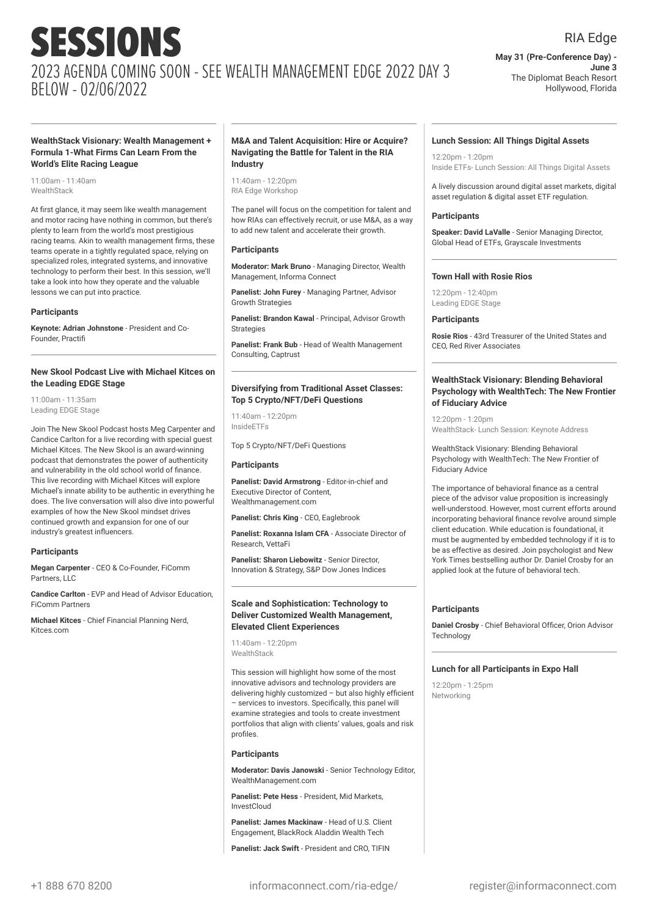# SESSIONS

## 2023 AGENDA COMING SOON - SEE WEALTH MANAGEMENT EDGE 2022 DAY 3 BELOW - 02/06/2022

RIA Edge

**May 31 (Pre-Conference Day) - June 3**
The Diplomat Beach Resort
Hollywood, Florida

---

### WealthStack Visionary: Wealth Management + Formula 1-What Firms Can Learn From the World's Elite Racing League

11:00am - 11:40am
WealthStack

At first glance, it may seem like wealth management and motor racing have nothing in common, but there's plenty to learn from the world's most prestigious racing teams. Akin to wealth management firms, these teams operate in a tightly regulated space, relying on specialized roles, integrated systems, and innovative technology to perform their best. In this session, we'll take a look into how they operate and the valuable lessons we can put into practice.

#### Participants

**Keynote: Adrian Johnstone** - President and Co-Founder, Practifi

---

### New Skool Podcast Live with Michael Kitces on the Leading EDGE Stage

11:00am - 11:35am
Leading EDGE Stage

Join The New Skool Podcast hosts Meg Carpenter and Candice Carlton for a live recording with special guest Michael Kitces. The New Skool is an award-winning podcast that demonstrates the power of authenticity and vulnerability in the old school world of finance. This live recording with Michael Kitces will explore Michael's innate ability to be authentic in everything he does. The live conversation will also dive into powerful examples of how the New Skool mindset drives continued growth and expansion for one of our industry's greatest influencers.

#### Participants

**Megan Carpenter** - CEO & Co-Founder, FiComm Partners, LLC

**Candice Carlton** - EVP and Head of Advisor Education, FiComm Partners

**Michael Kitces** - Chief Financial Planning Nerd, Kitces.com

---

### M&A and Talent Acquisition: Hire or Acquire? Navigating the Battle for Talent in the RIA Industry

11:40am - 12:20pm
RIA Edge Workshop

The panel will focus on the competition for talent and how RIAs can effectively recruit, or use M&A, as a way to add new talent and accelerate their growth.

#### Participants

**Moderator: Mark Bruno** - Managing Director, Wealth Management, Informa Connect

**Panelist: John Furey** - Managing Partner, Advisor Growth Strategies

**Panelist: Brandon Kawal** - Principal, Advisor Growth Strategies

**Panelist: Frank Bub** - Head of Wealth Management Consulting, Captrust

---

### Diversifying from Traditional Asset Classes: Top 5 Crypto/NFT/DeFi Questions

11:40am - 12:20pm
InsideETFs

Top 5 Crypto/NFT/DeFi Questions

#### Participants

**Panelist: David Armstrong** - Editor-in-chief and Executive Director of Content, Wealthmanagement.com

**Panelist: Chris King** - CEO, Eaglebrook

**Panelist: Roxanna Islam CFA** - Associate Director of Research, VettaFi

**Panelist: Sharon Liebowitz** - Senior Director, Innovation & Strategy, S&P Dow Jones Indices

---

### Scale and Sophistication: Technology to Deliver Customized Wealth Management, Elevated Client Experiences

11:40am - 12:20pm
WealthStack

This session will highlight how some of the most innovative advisors and technology providers are delivering highly customized – but also highly efficient – services to investors. Specifically, this panel will examine strategies and tools to create investment portfolios that align with clients' values, goals and risk profiles.

#### Participants

**Moderator: Davis Janowski** - Senior Technology Editor, WealthManagement.com

**Panelist: Pete Hess** - President, Mid Markets, InvestCloud

**Panelist: James Mackinaw** - Head of U.S. Client Engagement, BlackRock Aladdin Wealth Tech

**Panelist: Jack Swift** - President and CRO, TIFIN

---

### Lunch Session: All Things Digital Assets

12:20pm - 1:20pm
Inside ETFs- Lunch Session: All Things Digital Assets

A lively discussion around digital asset markets, digital asset regulation & digital asset ETF regulation.

#### Participants

**Speaker: David LaValle** - Senior Managing Director, Global Head of ETFs, Grayscale Investments

---

### Town Hall with Rosie Rios

12:20pm - 12:40pm
Leading EDGE Stage

#### Participants

**Rosie Rios** - 43rd Treasurer of the United States and CEO, Red River Associates

---

### WealthStack Visionary: Blending Behavioral Psychology with WealthTech: The New Frontier of Fiduciary Advice

12:20pm - 1:20pm
WealthStack- Lunch Session: Keynote Address

WealthStack Visionary: Blending Behavioral Psychology with WealthTech: The New Frontier of Fiduciary Advice

The importance of behavioral finance as a central piece of the advisor value proposition is increasingly well-understood. However, most current efforts around incorporating behavioral finance revolve around simple client education. While education is foundational, it must be augmented by embedded technology if it is to be as effective as desired. Join psychologist and New York Times bestselling author Dr. Daniel Crosby for an applied look at the future of behavioral tech.

#### Participants

**Daniel Crosby** - Chief Behavioral Officer, Orion Advisor Technology

---

### Lunch for all Participants in Expo Hall

12:20pm - 1:25pm
Networking

+1 888 670 8200 | informaconnect.com/ria-edge/ | register@informaconnect.com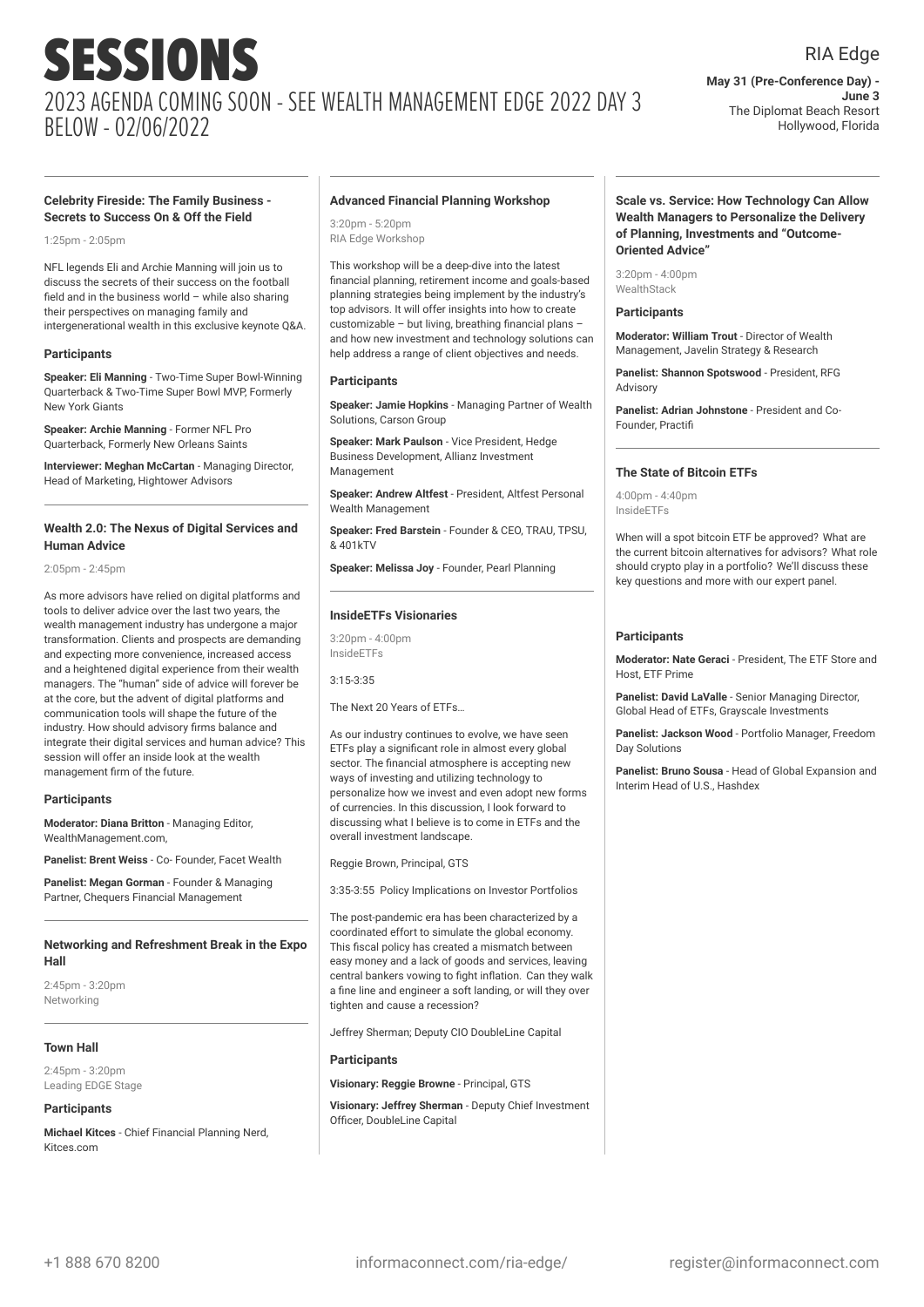# SESSIONS

2023 AGENDA COMING SOON - SEE WEALTH MANAGEMENT EDGE 2022 DAY 3 BELOW - 02/06/2022

RIA Edge

**May 31 (Pre-Conference Day) - June 3**
The Diplomat Beach Resort
Hollywood, Florida

### Celebrity Fireside: The Family Business - Secrets to Success On & Off the Field

1:25pm - 2:05pm

NFL legends Eli and Archie Manning will join us to discuss the secrets of their success on the football field and in the business world – while also sharing their perspectives on managing family and intergenerational wealth in this exclusive keynote Q&A.

**Participants**

**Speaker: Eli Manning** - Two-Time Super Bowl-Winning Quarterback & Two-Time Super Bowl MVP, Formerly New York Giants

**Speaker: Archie Manning** - Former NFL Pro Quarterback, Formerly New Orleans Saints

**Interviewer: Meghan McCartan** - Managing Director, Head of Marketing, Hightower Advisors

### Wealth 2.0: The Nexus of Digital Services and Human Advice

2:05pm - 2:45pm

As more advisors have relied on digital platforms and tools to deliver advice over the last two years, the wealth management industry has undergone a major transformation. Clients and prospects are demanding and expecting more convenience, increased access and a heightened digital experience from their wealth managers. The "human" side of advice will forever be at the core, but the advent of digital platforms and communication tools will shape the future of the industry. How should advisory firms balance and integrate their digital services and human advice? This session will offer an inside look at the wealth management firm of the future.

**Participants**

**Moderator: Diana Britton** - Managing Editor, WealthManagement.com,

**Panelist: Brent Weiss** - Co- Founder, Facet Wealth

**Panelist: Megan Gorman** - Founder & Managing Partner, Chequers Financial Management

### Networking and Refreshment Break in the Expo Hall

2:45pm - 3:20pm
Networking

### Town Hall

2:45pm - 3:20pm
Leading EDGE Stage

**Participants**

**Michael Kitces** - Chief Financial Planning Nerd, Kitces.com

### Advanced Financial Planning Workshop

3:20pm - 5:20pm
RIA Edge Workshop

This workshop will be a deep-dive into the latest financial planning, retirement income and goals-based planning strategies being implement by the industry's top advisors. It will offer insights into how to create customizable – but living, breathing financial plans – and how new investment and technology solutions can help address a range of client objectives and needs.

**Participants**

**Speaker: Jamie Hopkins** - Managing Partner of Wealth Solutions, Carson Group

**Speaker: Mark Paulson** - Vice President, Hedge Business Development, Allianz Investment Management

**Speaker: Andrew Altfest** - President, Altfest Personal Wealth Management

**Speaker: Fred Barstein** - Founder & CEO, TRAU, TPSU, & 401kTV

**Speaker: Melissa Joy** - Founder, Pearl Planning

### InsideETFs Visionaries

3:20pm - 4:00pm
InsideETFs

3:15-3:35

The Next 20 Years of ETFs…

As our industry continues to evolve, we have seen ETFs play a significant role in almost every global sector. The financial atmosphere is accepting new ways of investing and utilizing technology to personalize how we invest and even adopt new forms of currencies. In this discussion, I look forward to discussing what I believe is to come in ETFs and the overall investment landscape.

Reggie Brown, Principal, GTS

3:35-3:55 Policy Implications on Investor Portfolios

The post-pandemic era has been characterized by a coordinated effort to simulate the global economy. This fiscal policy has created a mismatch between easy money and a lack of goods and services, leaving central bankers vowing to fight inflation. Can they walk a fine line and engineer a soft landing, or will they over tighten and cause a recession?

Jeffrey Sherman; Deputy CIO DoubleLine Capital

**Participants**

**Visionary: Reggie Browne** - Principal, GTS

**Visionary: Jeffrey Sherman** - Deputy Chief Investment Officer, DoubleLine Capital

### Scale vs. Service: How Technology Can Allow Wealth Managers to Personalize the Delivery of Planning, Investments and "Outcome-Oriented Advice"

3:20pm - 4:00pm
WealthStack

**Participants**

**Moderator: William Trout** - Director of Wealth Management, Javelin Strategy & Research

**Panelist: Shannon Spotswood** - President, RFG Advisory

**Panelist: Adrian Johnstone** - President and Co-Founder, Practifi

### The State of Bitcoin ETFs

4:00pm - 4:40pm
InsideETFs

When will a spot bitcoin ETF be approved? What are the current bitcoin alternatives for advisors? What role should crypto play in a portfolio? We'll discuss these key questions and more with our expert panel.

**Participants**

**Moderator: Nate Geraci** - President, The ETF Store and Host, ETF Prime

**Panelist: David LaValle** - Senior Managing Director, Global Head of ETFs, Grayscale Investments

**Panelist: Jackson Wood** - Portfolio Manager, Freedom Day Solutions

**Panelist: Bruno Sousa** - Head of Global Expansion and Interim Head of U.S., Hashdex

+1 888 670 8200 | informaconnect.com/ria-edge/ | register@informaconnect.com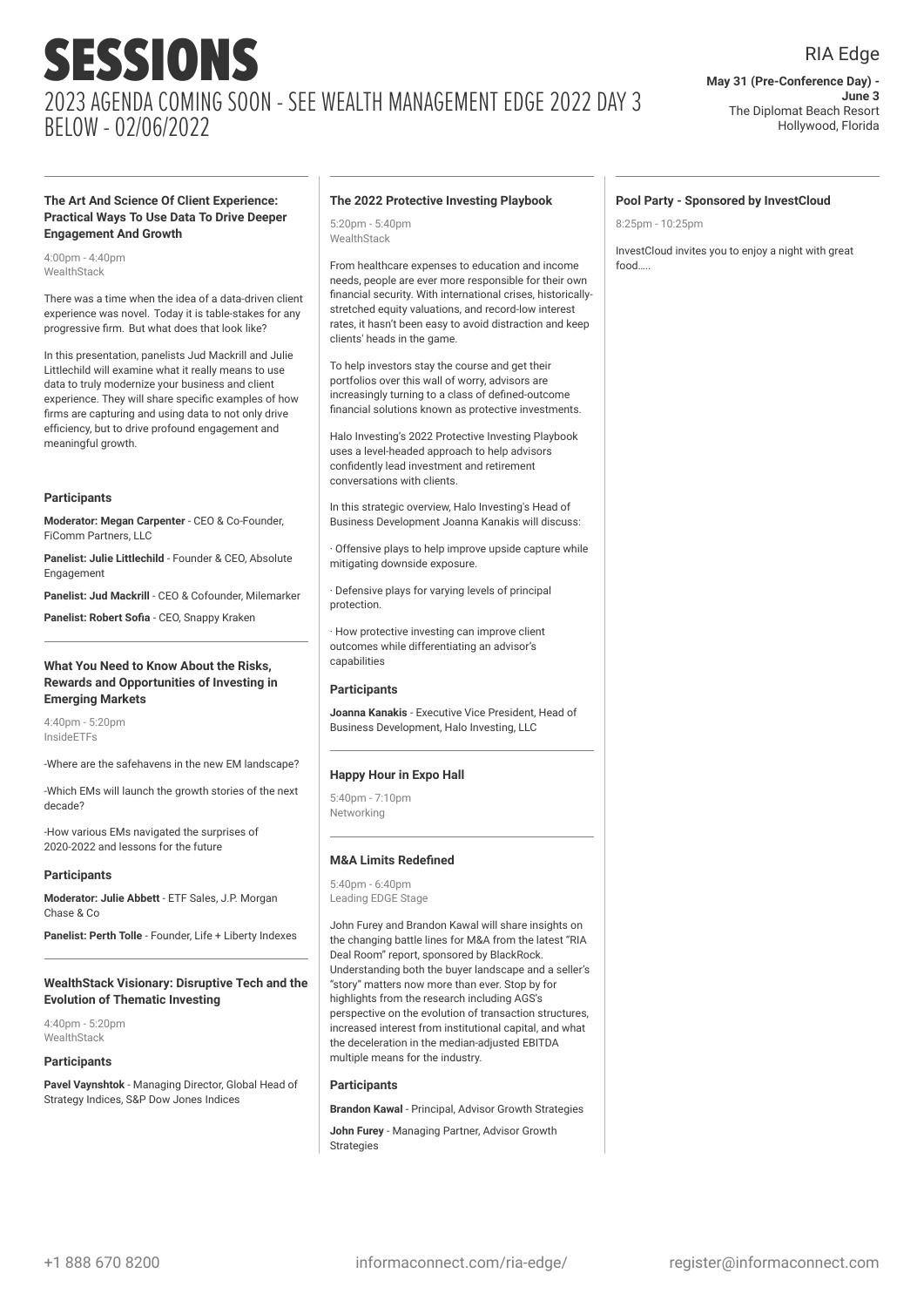# SESSIONS

## 2023 AGENDA COMING SOON - SEE WEALTH MANAGEMENT EDGE 2022 DAY 3 BELOW - 02/06/2022

RIA Edge

**May 31 (Pre-Conference Day) - June 3**
The Diplomat Beach Resort
Hollywood, Florida

---

### The Art And Science Of Client Experience: Practical Ways To Use Data To Drive Deeper Engagement And Growth

4:00pm - 4:40pm
WealthStack

There was a time when the idea of a data-driven client experience was novel. Today it is table-stakes for any progressive firm. But what does that look like?

In this presentation, panelists Jud Mackrill and Julie Littlechild will examine what it really means to use data to truly modernize your business and client experience. They will share specific examples of how firms are capturing and using data to not only drive efficiency, but to drive profound engagement and meaningful growth.

#### Participants

**Moderator: Megan Carpenter** - CEO & Co-Founder, FiComm Partners, LLC

**Panelist: Julie Littlechild** - Founder & CEO, Absolute Engagement

**Panelist: Jud Mackrill** - CEO & Cofounder, Milemarker

**Panelist: Robert Sofia** - CEO, Snappy Kraken

---

### What You Need to Know About the Risks, Rewards and Opportunities of Investing in Emerging Markets

4:40pm - 5:20pm
InsideETFs

-Where are the safehavens in the new EM landscape?

-Which EMs will launch the growth stories of the next decade?

-How various EMs navigated the surprises of 2020-2022 and lessons for the future

#### Participants

**Moderator: Julie Abbett** - ETF Sales, J.P. Morgan Chase & Co

**Panelist: Perth Tolle** - Founder, Life + Liberty Indexes

---

### WealthStack Visionary: Disruptive Tech and the Evolution of Thematic Investing

4:40pm - 5:20pm
WealthStack

#### Participants

**Pavel Vaynshtok** - Managing Director, Global Head of Strategy Indices, S&P Dow Jones Indices

---

### The 2022 Protective Investing Playbook

5:20pm - 5:40pm
WealthStack

From healthcare expenses to education and income needs, people are ever more responsible for their own financial security. With international crises, historically-stretched equity valuations, and record-low interest rates, it hasn't been easy to avoid distraction and keep clients' heads in the game.

To help investors stay the course and get their portfolios over this wall of worry, advisors are increasingly turning to a class of defined-outcome financial solutions known as protective investments.

Halo Investing's 2022 Protective Investing Playbook uses a level-headed approach to help advisors confidently lead investment and retirement conversations with clients.

In this strategic overview, Halo Investing's Head of Business Development Joanna Kanakis will discuss:

· Offensive plays to help improve upside capture while mitigating downside exposure.

· Defensive plays for varying levels of principal protection.

· How protective investing can improve client outcomes while differentiating an advisor's capabilities

#### Participants

**Joanna Kanakis** - Executive Vice President, Head of Business Development, Halo Investing, LLC

---

### Happy Hour in Expo Hall

5:40pm - 7:10pm
Networking

---

### M&A Limits Redefined

5:40pm - 6:40pm
Leading EDGE Stage

John Furey and Brandon Kawal will share insights on the changing battle lines for M&A from the latest "RIA Deal Room" report, sponsored by BlackRock. Understanding both the buyer landscape and a seller's "story" matters now more than ever. Stop by for highlights from the research including AGS's perspective on the evolution of transaction structures, increased interest from institutional capital, and what the deceleration in the median-adjusted EBITDA multiple means for the industry.

#### Participants

**Brandon Kawal** - Principal, Advisor Growth Strategies

**John Furey** - Managing Partner, Advisor Growth Strategies

---

### Pool Party - Sponsored by InvestCloud

8:25pm - 10:25pm

InvestCloud invites you to enjoy a night with great food.....

---

+1 888 670 8200 | informaconnect.com/ria-edge/ | register@informaconnect.com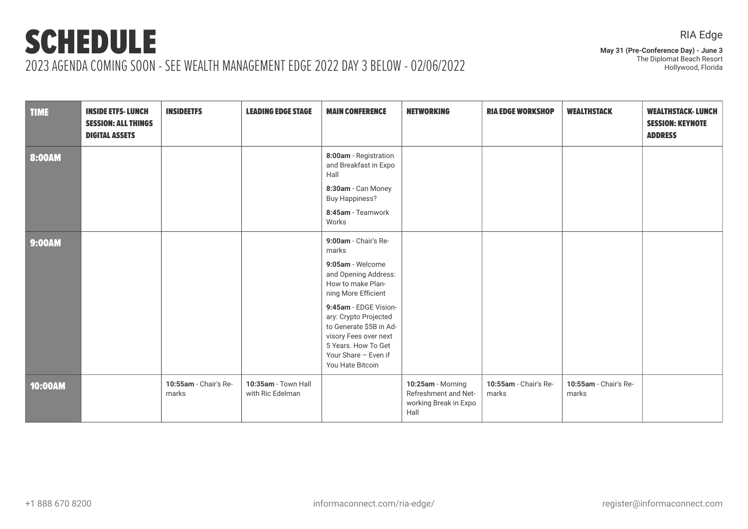# SCHEDULE

2023 AGENDA COMING SOON - SEE WEALTH MANAGEMENT EDGE 2022 DAY 3 BELOW - 02/06/2022

RIA Edge

**May 31 (Pre-Conference Day) - June 3**
The Diplomat Beach Resort
Hollywood, Florida

| TIME | INSIDE ETFS- LUNCH SESSION: ALL THINGS DIGITAL ASSETS | INSIDEETFS | LEADING EDGE STAGE | MAIN CONFERENCE | NETWORKING | RIA EDGE WORKSHOP | WEALTHSTACK | WEALTHSTACK- LUNCH SESSION: KEYNOTE ADDRESS |
|---|---|---|---|---|---|---|---|---|
| 8:00AM | | | | **8:00am** - Registration and Breakfast in Expo Hall<br>**8:30am** - Can Money Buy Happiness?<br>**8:45am** - Teamwork Works | | | | |
| 9:00AM | | | | **9:00am** - Chair's Remarks<br>**9:05am** - Welcome and Opening Address: How to make Planning More Efficient<br>**9:45am** - EDGE Visionary: Crypto Projected to Generate $5B in Advisory Fees over next 5 Years. How To Get Your Share – Even if You Hate Bitcoin | | | | |
| 10:00AM | | **10:55am** - Chair's Remarks | **10:35am** - Town Hall with Ric Edelman | | **10:25am** - Morning Refreshment and Networking Break in Expo Hall | **10:55am** - Chair's Remarks | **10:55am** - Chair's Remarks | |

+1 888 670 8200 | informaconnect.com/ria-edge/ | register@informaconnect.com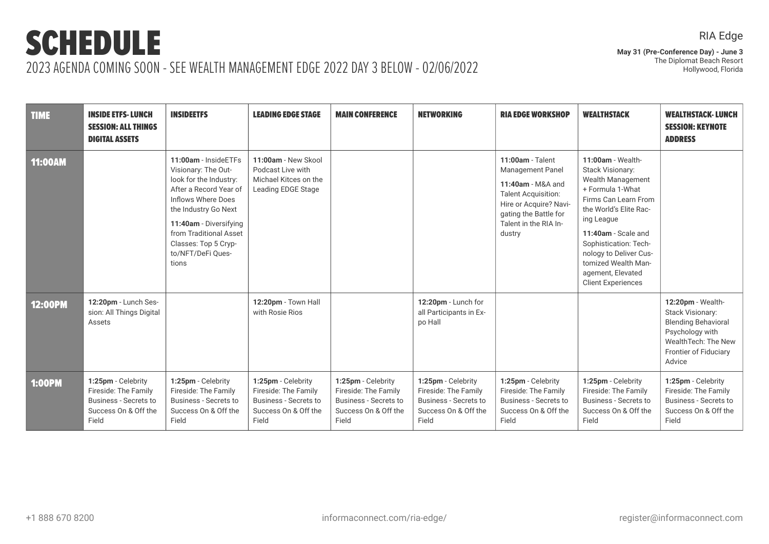# SCHEDULE

2023 AGENDA COMING SOON - SEE WEALTH MANAGEMENT EDGE 2022 DAY 3 BELOW - 02/06/2022

RIA Edge

**May 31 (Pre-Conference Day) - June 3**
The Diplomat Beach Resort
Hollywood, Florida

| TIME | INSIDE ETFS- LUNCH SESSION: ALL THINGS DIGITAL ASSETS | INSIDEETFS | LEADING EDGE STAGE | MAIN CONFERENCE | NETWORKING | RIA EDGE WORKSHOP | WEALTHSTACK | WEALTHSTACK- LUNCH SESSION: KEYNOTE ADDRESS |
|---|---|---|---|---|---|---|---|---|
| 11:00AM | | **11:00am** - InsideETFs Visionary: The Outlook for the Industry: After a Record Year of Inflows Where Does the Industry Go Next<br>**11:40am** - Diversifying from Traditional Asset Classes: Top 5 Crypto/NFT/DeFi Questions | **11:00am** - New Skool Podcast Live with Michael Kitces on the Leading EDGE Stage | | | **11:00am** - Talent Management Panel<br>**11:40am** - M&A and Talent Acquisition: Hire or Acquire? Navigating the Battle for Talent in the RIA Industry | **11:00am** - Wealth-Stack Visionary: Wealth Management + Formula 1-What Firms Can Learn From the World's Elite Racing League<br>**11:40am** - Scale and Sophistication: Technology to Deliver Customized Wealth Management, Elevated Client Experiences | |
| 12:00PM | **12:20pm** - Lunch Session: All Things Digital Assets | | **12:20pm** - Town Hall with Rosie Rios | | **12:20pm** - Lunch for all Participants in Expo Hall | | | **12:20pm** - Wealth-Stack Visionary: Blending Behavioral Psychology with WealthTech: The New Frontier of Fiduciary Advice |
| 1:00PM | **1:25pm** - Celebrity Fireside: The Family Business - Secrets to Success On & Off the Field | **1:25pm** - Celebrity Fireside: The Family Business - Secrets to Success On & Off the Field | **1:25pm** - Celebrity Fireside: The Family Business - Secrets to Success On & Off the Field | **1:25pm** - Celebrity Fireside: The Family Business - Secrets to Success On & Off the Field | **1:25pm** - Celebrity Fireside: The Family Business - Secrets to Success On & Off the Field | **1:25pm** - Celebrity Fireside: The Family Business - Secrets to Success On & Off the Field | **1:25pm** - Celebrity Fireside: The Family Business - Secrets to Success On & Off the Field | **1:25pm** - Celebrity Fireside: The Family Business - Secrets to Success On & Off the Field |

+1 888 670 8200 informaconnect.com/ria-edge/ register@informaconnect.com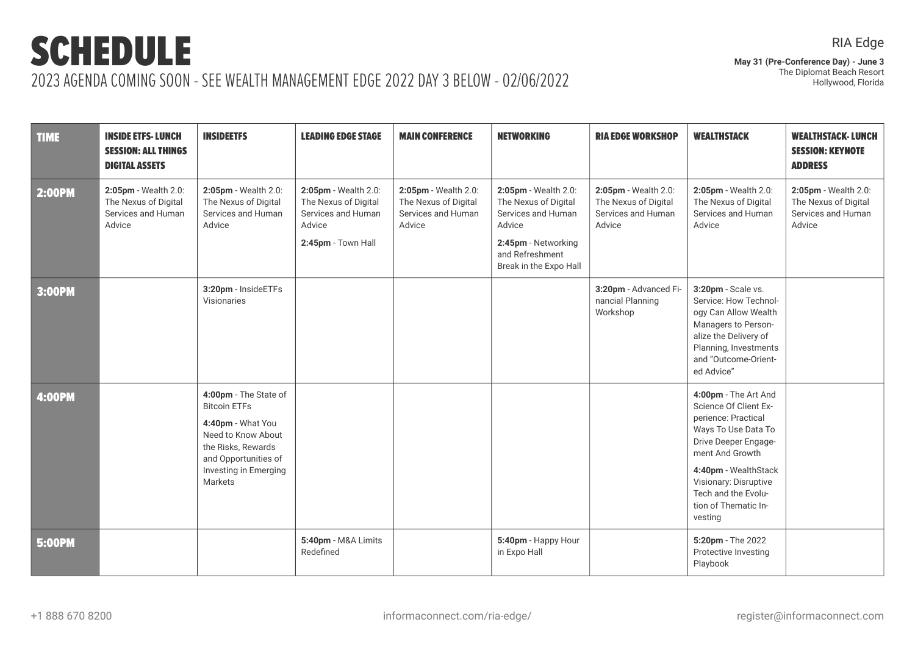# SCHEDULE

2023 AGENDA COMING SOON - SEE WEALTH MANAGEMENT EDGE 2022 DAY 3 BELOW - 02/06/2022

RIA Edge

**May 31 (Pre-Conference Day) - June 3**
The Diplomat Beach Resort
Hollywood, Florida

| TIME | INSIDE ETFS- LUNCH SESSION: ALL THINGS DIGITAL ASSETS | INSIDEETFS | LEADING EDGE STAGE | MAIN CONFERENCE | NETWORKING | RIA EDGE WORKSHOP | WEALTHSTACK | WEALTHSTACK- LUNCH SESSION: KEYNOTE ADDRESS |
|---|---|---|---|---|---|---|---|---|
| 2:00PM | **2:05pm** - Wealth 2.0: The Nexus of Digital Services and Human Advice | **2:05pm** - Wealth 2.0: The Nexus of Digital Services and Human Advice | **2:05pm** - Wealth 2.0: The Nexus of Digital Services and Human Advice<br>**2:45pm** - Town Hall | **2:05pm** - Wealth 2.0: The Nexus of Digital Services and Human Advice | **2:05pm** - Wealth 2.0: The Nexus of Digital Services and Human Advice<br>**2:45pm** - Networking and Refreshment Break in the Expo Hall | **2:05pm** - Wealth 2.0: The Nexus of Digital Services and Human Advice | **2:05pm** - Wealth 2.0: The Nexus of Digital Services and Human Advice | **2:05pm** - Wealth 2.0: The Nexus of Digital Services and Human Advice |
| 3:00PM | | **3:20pm** - InsideETFs Visionaries | | | | **3:20pm** - Advanced Financial Planning Workshop | **3:20pm** - Scale vs. Service: How Technology Can Allow Wealth Managers to Personalize the Delivery of Planning, Investments and "Outcome-Oriented Advice" | |
| 4:00PM | | **4:00pm** - The State of Bitcoin ETFs<br>**4:40pm** - What You Need to Know About the Risks, Rewards and Opportunities of Investing in Emerging Markets | | | | | **4:00pm** - The Art And Science Of Client Experience: Practical Ways To Use Data To Drive Deeper Engagement And Growth<br>**4:40pm** - WealthStack Visionary: Disruptive Tech and the Evolution of Thematic Investing | |
| 5:00PM | | | **5:40pm** - M&A Limits Redefined | | **5:40pm** - Happy Hour in Expo Hall | | **5:20pm** - The 2022 Protective Investing Playbook | |

+1 888 670 8200 | informaconnect.com/ria-edge/ | register@informaconnect.com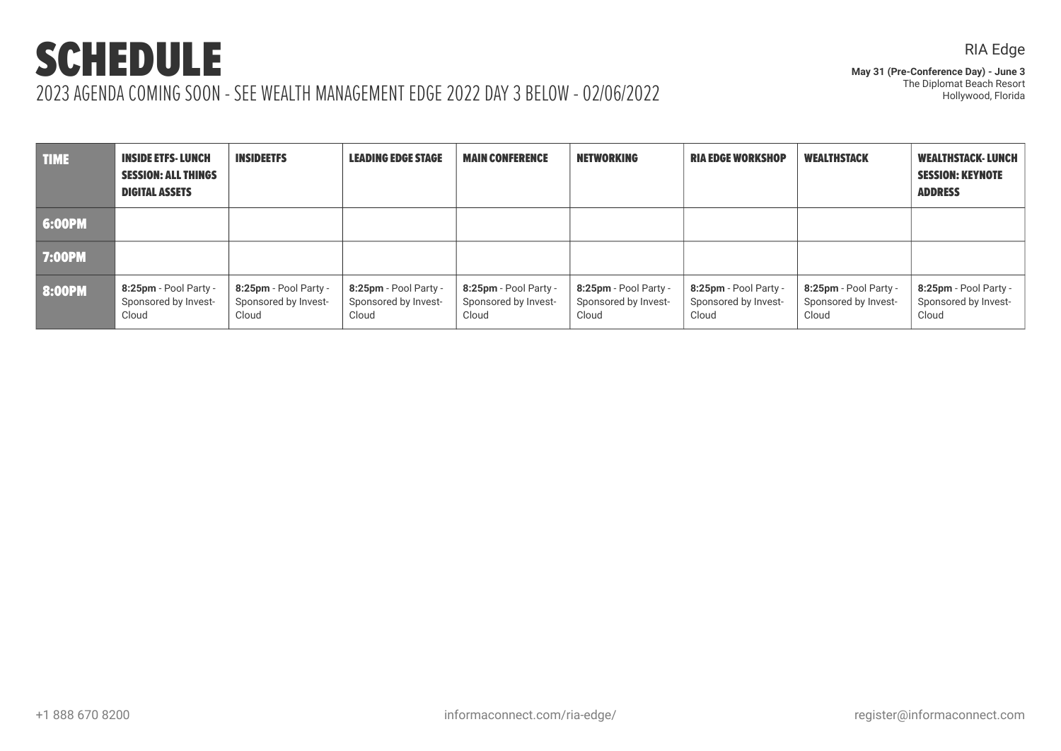# SCHEDULE

2023 AGENDA COMING SOON - SEE WEALTH MANAGEMENT EDGE 2022 DAY 3 BELOW - 02/06/2022

RIA Edge

**May 31 (Pre-Conference Day) - June 3**
The Diplomat Beach Resort
Hollywood, Florida

| TIME | INSIDE ETFS- LUNCH SESSION: ALL THINGS DIGITAL ASSETS | INSIDEETFS | LEADING EDGE STAGE | MAIN CONFERENCE | NETWORKING | RIA EDGE WORKSHOP | WEALTHSTACK | WEALTHSTACK- LUNCH SESSION: KEYNOTE ADDRESS |
|---|---|---|---|---|---|---|---|---|
| 6:00PM | | | | | | | | |
| 7:00PM | | | | | | | | |
| 8:00PM | **8:25pm** - Pool Party - Sponsored by Invest-Cloud | **8:25pm** - Pool Party - Sponsored by Invest-Cloud | **8:25pm** - Pool Party - Sponsored by Invest-Cloud | **8:25pm** - Pool Party - Sponsored by Invest-Cloud | **8:25pm** - Pool Party - Sponsored by Invest-Cloud | **8:25pm** - Pool Party - Sponsored by Invest-Cloud | **8:25pm** - Pool Party - Sponsored by Invest-Cloud | **8:25pm** - Pool Party - Sponsored by Invest-Cloud |

+1 888 670 8200 informaconnect.com/ria-edge/ register@informaconnect.com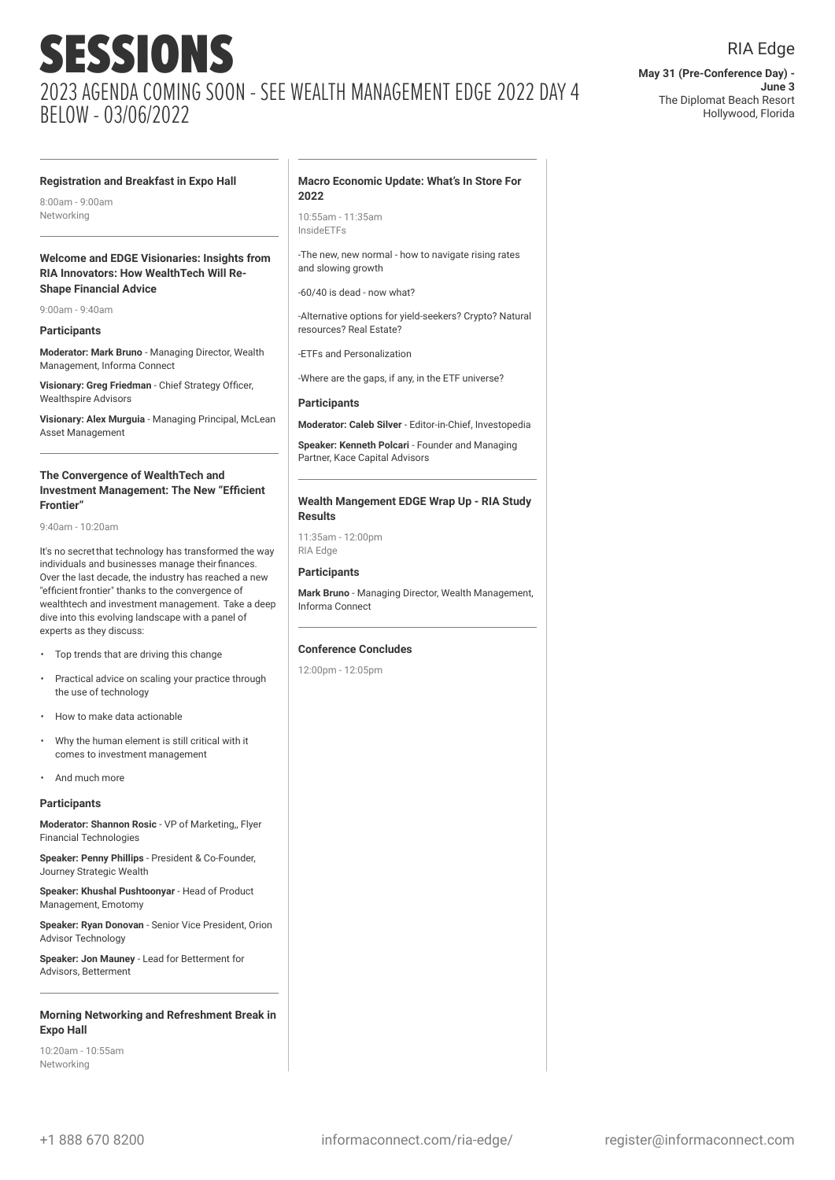# SESSIONS

## 2023 AGENDA COMING SOON - SEE WEALTH MANAGEMENT EDGE 2022 DAY 4 BELOW - 03/06/2022

RIA Edge

**May 31 (Pre-Conference Day) - June 3**
The Diplomat Beach Resort
Hollywood, Florida

---

### Registration and Breakfast in Expo Hall

8:00am - 9:00am
Networking

---

### Welcome and EDGE Visionaries: Insights from RIA Innovators: How WealthTech Will Re-Shape Financial Advice

9:00am - 9:40am

**Participants**

**Moderator: Mark Bruno** - Managing Director, Wealth Management, Informa Connect

**Visionary: Greg Friedman** - Chief Strategy Officer, Wealthspire Advisors

**Visionary: Alex Murguia** - Managing Principal, McLean Asset Management

---

### The Convergence of WealthTech and Investment Management: The New "Efficient Frontier"

9:40am - 10:20am

It's no secret that technology has transformed the way individuals and businesses manage their finances. Over the last decade, the industry has reached a new "efficient frontier" thanks to the convergence of wealthtech and investment management. Take a deep dive into this evolving landscape with a panel of experts as they discuss:

- Top trends that are driving this change
- Practical advice on scaling your practice through the use of technology
- How to make data actionable
- Why the human element is still critical with it comes to investment management
- And much more

**Participants**

**Moderator: Shannon Rosic** - VP of Marketing,, Flyer Financial Technologies

**Speaker: Penny Phillips** - President & Co-Founder, Journey Strategic Wealth

**Speaker: Khushal Pushtoonyar** - Head of Product Management, Emotomy

**Speaker: Ryan Donovan** - Senior Vice President, Orion Advisor Technology

**Speaker: Jon Mauney** - Lead for Betterment for Advisors, Betterment

---

### Morning Networking and Refreshment Break in Expo Hall

10:20am - 10:55am
Networking

---

### Macro Economic Update: What's In Store For 2022

10:55am - 11:35am
InsideETFs

-The new, new normal - how to navigate rising rates and slowing growth

-60/40 is dead - now what?

-Alternative options for yield-seekers? Crypto? Natural resources? Real Estate?

-ETFs and Personalization

-Where are the gaps, if any, in the ETF universe?

**Participants**

**Moderator: Caleb Silver** - Editor-in-Chief, Investopedia

**Speaker: Kenneth Polcari** - Founder and Managing Partner, Kace Capital Advisors

---

### Wealth Mangement EDGE Wrap Up - RIA Study Results

11:35am - 12:00pm
RIA Edge

**Participants**

**Mark Bruno** - Managing Director, Wealth Management, Informa Connect

---

### Conference Concludes

12:00pm - 12:05pm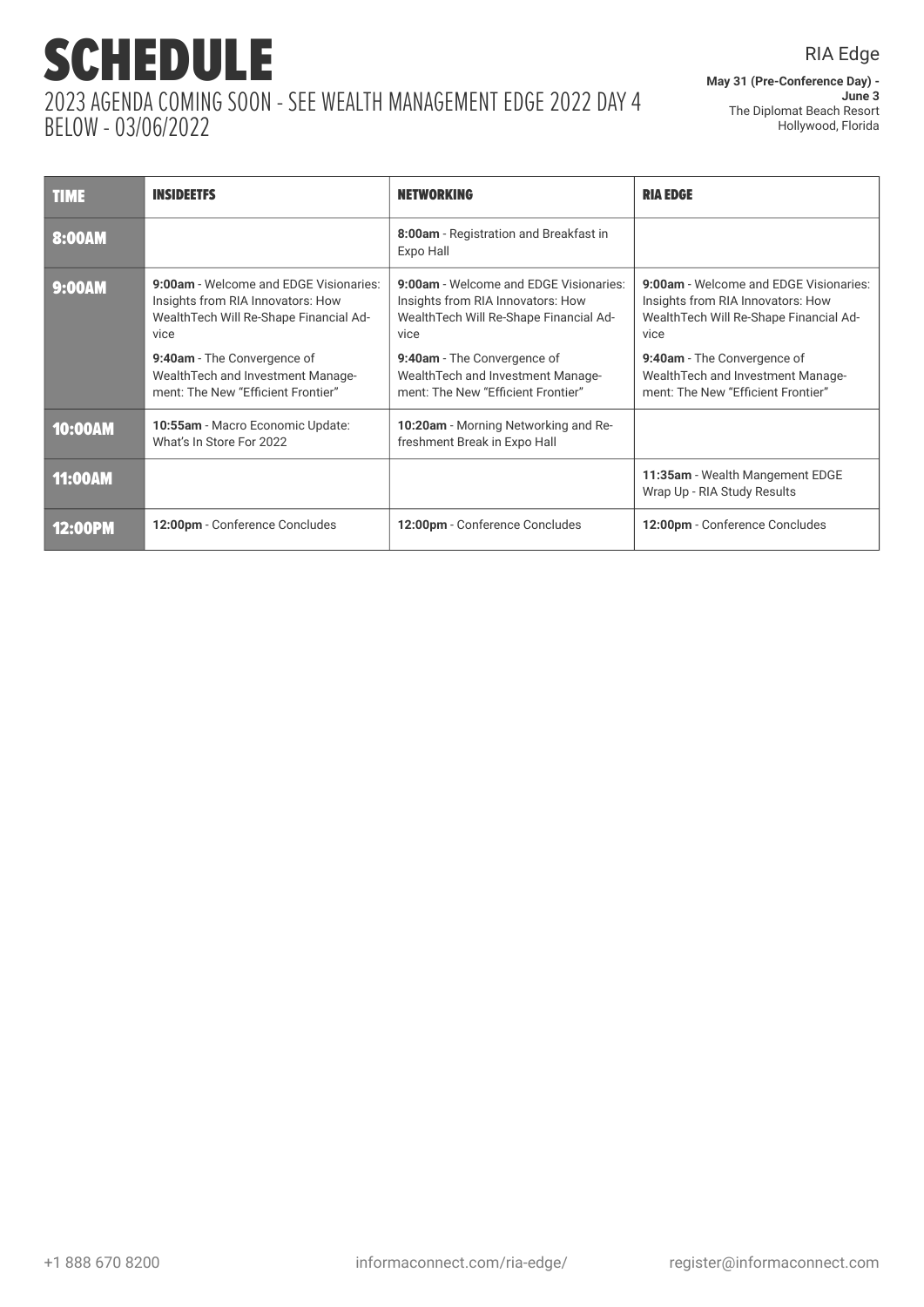# SCHEDULE

2023 AGENDA COMING SOON - SEE WEALTH MANAGEMENT EDGE 2022 DAY 4 BELOW - 03/06/2022

RIA Edge

**May 31 (Pre-Conference Day) - June 3**
The Diplomat Beach Resort
Hollywood, Florida

| TIME | INSIDEETFS | NETWORKING | RIA EDGE |
| --- | --- | --- | --- |
| 8:00AM | | **8:00am** - Registration and Breakfast in Expo Hall | |
| 9:00AM | **9:00am** - Welcome and EDGE Visionaries: Insights from RIA Innovators: How WealthTech Will Re-Shape Financial Advice<br><br>**9:40am** - The Convergence of WealthTech and Investment Management: The New "Efficient Frontier" | **9:00am** - Welcome and EDGE Visionaries: Insights from RIA Innovators: How WealthTech Will Re-Shape Financial Advice<br><br>**9:40am** - The Convergence of WealthTech and Investment Management: The New "Efficient Frontier" | **9:00am** - Welcome and EDGE Visionaries: Insights from RIA Innovators: How WealthTech Will Re-Shape Financial Advice<br><br>**9:40am** - The Convergence of WealthTech and Investment Management: The New "Efficient Frontier" |
| 10:00AM | **10:55am** - Macro Economic Update: What's In Store For 2022 | **10:20am** - Morning Networking and Refreshment Break in Expo Hall | |
| 11:00AM | | | **11:35am** - Wealth Mangement EDGE Wrap Up - RIA Study Results |
| 12:00PM | **12:00pm** - Conference Concludes | **12:00pm** - Conference Concludes | **12:00pm** - Conference Concludes |

+1 888 670 8200 | informaconnect.com/ria-edge/ | register@informaconnect.com